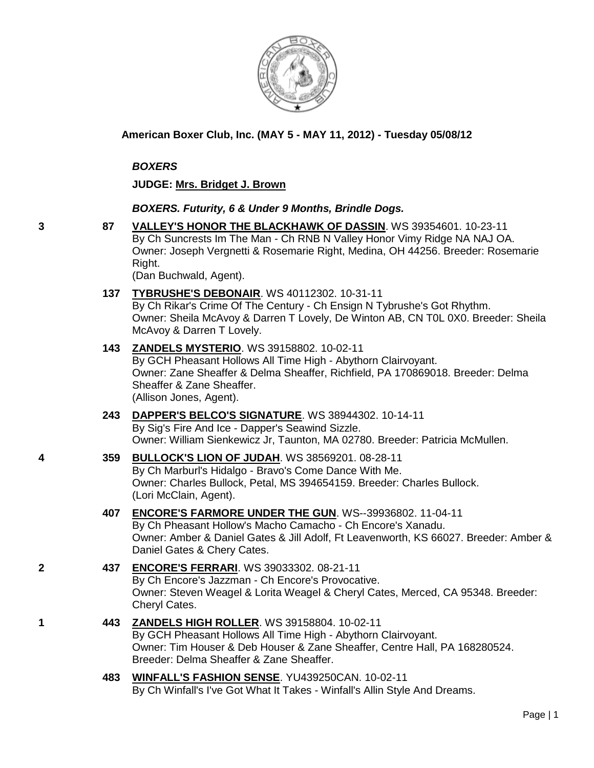## American Boxer Club, Inc. (MAY 5 - MAY 11, 2012) - Tuesday 05/08/12

***BOXERS***

**JUDGE: Mrs. Bridget J. Brown**

***BOXERS. Futurity, 6 & Under 9 Months, Brindle Dogs.***

**3** **87** **VALLEY'S HONOR THE BLACKHAWK OF DASSIN**. WS 39354601. 10-23-11
By Ch Suncrests Im The Man - Ch RNB N Valley Honor Vimy Ridge NA NAJ OA.
Owner: Joseph Vergnetti & Rosemarie Right, Medina, OH 44256. Breeder: Rosemarie Right.
(Dan Buchwald, Agent).

**137** **TYBRUSHE'S DEBONAIR**. WS 40112302. 10-31-11
By Ch Rikar's Crime Of The Century - Ch Ensign N Tybrushe's Got Rhythm.
Owner: Sheila McAvoy & Darren T Lovely, De Winton AB, CN T0L 0X0. Breeder: Sheila McAvoy & Darren T Lovely.

**143** **ZANDELS MYSTERIO**. WS 39158802. 10-02-11
By GCH Pheasant Hollows All Time High - Abythorn Clairvoyant.
Owner: Zane Sheaffer & Delma Sheaffer, Richfield, PA 170869018. Breeder: Delma Sheaffer & Zane Sheaffer.
(Allison Jones, Agent).

**243** **DAPPER'S BELCO'S SIGNATURE**. WS 38944302. 10-14-11
By Sig's Fire And Ice - Dapper's Seawind Sizzle.
Owner: William Sienkewicz Jr, Taunton, MA 02780. Breeder: Patricia McMullen.

**4** **359** **BULLOCK'S LION OF JUDAH**. WS 38569201. 08-28-11
By Ch Marburl's Hidalgo - Bravo's Come Dance With Me.
Owner: Charles Bullock, Petal, MS 394654159. Breeder: Charles Bullock.
(Lori McClain, Agent).

**407** **ENCORE'S FARMORE UNDER THE GUN**. WS--39936802. 11-04-11
By Ch Pheasant Hollow's Macho Camacho - Ch Encore's Xanadu.
Owner: Amber & Daniel Gates & Jill Adolf, Ft Leavenworth, KS 66027. Breeder: Amber & Daniel Gates & Chery Cates.

**2** **437** **ENCORE'S FERRARI**. WS 39033302. 08-21-11
By Ch Encore's Jazzman - Ch Encore's Provocative.
Owner: Steven Weagel & Lorita Weagel & Cheryl Cates, Merced, CA 95348. Breeder: Cheryl Cates.

**1** **443** **ZANDELS HIGH ROLLER**. WS 39158804. 10-02-11
By GCH Pheasant Hollows All Time High - Abythorn Clairvoyant.
Owner: Tim Houser & Deb Houser & Zane Sheaffer, Centre Hall, PA 168280524.
Breeder: Delma Sheaffer & Zane Sheaffer.

**483** **WINFALL'S FASHION SENSE**. YU439250CAN. 10-02-11
By Ch Winfall's I've Got What It Takes - Winfall's Allin Style And Dreams.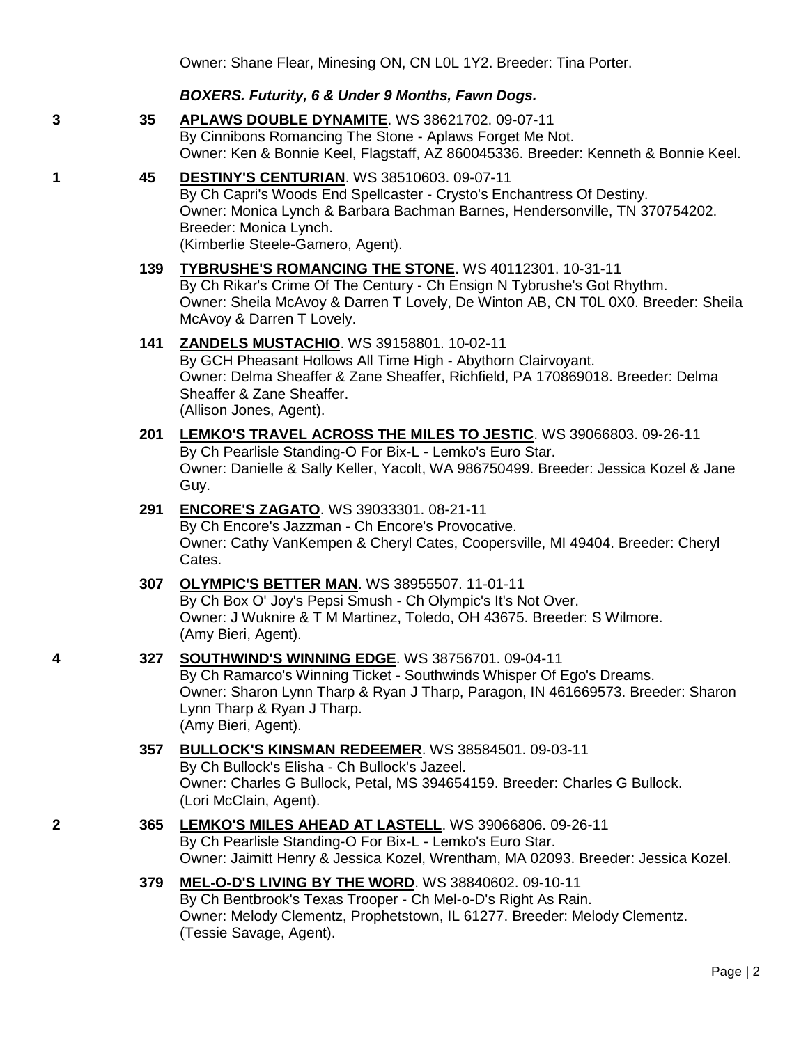Owner: Shane Flear, Minesing ON, CN L0L 1Y2. Breeder: Tina Porter.

***BOXERS. Futurity, 6 & Under 9 Months, Fawn Dogs.***

3 **35** **APLAWS DOUBLE DYNAMITE**. WS 38621702. 09-07-11
By Cinnibons Romancing The Stone - Aplaws Forget Me Not.
Owner: Ken & Bonnie Keel, Flagstaff, AZ 860045336. Breeder: Kenneth & Bonnie Keel.

1 **45** **DESTINY'S CENTURIAN**. WS 38510603. 09-07-11
By Ch Capri's Woods End Spellcaster - Crysto's Enchantress Of Destiny.
Owner: Monica Lynch & Barbara Bachman Barnes, Hendersonville, TN 370754202.
Breeder: Monica Lynch.
(Kimberlie Steele-Gamero, Agent).

**139** **TYBRUSHE'S ROMANCING THE STONE**. WS 40112301. 10-31-11
By Ch Rikar's Crime Of The Century - Ch Ensign N Tybrushe's Got Rhythm.
Owner: Sheila McAvoy & Darren T Lovely, De Winton AB, CN T0L 0X0. Breeder: Sheila McAvoy & Darren T Lovely.

**141** **ZANDELS MUSTACHIO**. WS 39158801. 10-02-11
By GCH Pheasant Hollows All Time High - Abythorn Clairvoyant.
Owner: Delma Sheaffer & Zane Sheaffer, Richfield, PA 170869018. Breeder: Delma Sheaffer & Zane Sheaffer.
(Allison Jones, Agent).

**201** **LEMKO'S TRAVEL ACROSS THE MILES TO JESTIC**. WS 39066803. 09-26-11
By Ch Pearlisle Standing-O For Bix-L - Lemko's Euro Star.
Owner: Danielle & Sally Keller, Yacolt, WA 986750499. Breeder: Jessica Kozel & Jane Guy.

**291** **ENCORE'S ZAGATO**. WS 39033301. 08-21-11
By Ch Encore's Jazzman - Ch Encore's Provocative.
Owner: Cathy VanKempen & Cheryl Cates, Coopersville, MI 49404. Breeder: Cheryl Cates.

**307** **OLYMPIC'S BETTER MAN**. WS 38955507. 11-01-11
By Ch Box O' Joy's Pepsi Smush - Ch Olympic's It's Not Over.
Owner: J Wuknire & T M Martinez, Toledo, OH 43675. Breeder: S Wilmore.
(Amy Bieri, Agent).

4 **327** **SOUTHWIND'S WINNING EDGE**. WS 38756701. 09-04-11
By Ch Ramarco's Winning Ticket - Southwinds Whisper Of Ego's Dreams.
Owner: Sharon Lynn Tharp & Ryan J Tharp, Paragon, IN 461669573. Breeder: Sharon Lynn Tharp & Ryan J Tharp.
(Amy Bieri, Agent).

**357** **BULLOCK'S KINSMAN REDEEMER**. WS 38584501. 09-03-11
By Ch Bullock's Elisha - Ch Bullock's Jazeel.
Owner: Charles G Bullock, Petal, MS 394654159. Breeder: Charles G Bullock.
(Lori McClain, Agent).

2 **365** **LEMKO'S MILES AHEAD AT LASTELL**. WS 39066806. 09-26-11
By Ch Pearlisle Standing-O For Bix-L - Lemko's Euro Star.
Owner: Jaimitt Henry & Jessica Kozel, Wrentham, MA 02093. Breeder: Jessica Kozel.

**379** **MEL-O-D'S LIVING BY THE WORD**. WS 38840602. 09-10-11
By Ch Bentbrook's Texas Trooper - Ch Mel-o-D's Right As Rain.
Owner: Melody Clementz, Prophetstown, IL 61277. Breeder: Melody Clementz.
(Tessie Savage, Agent).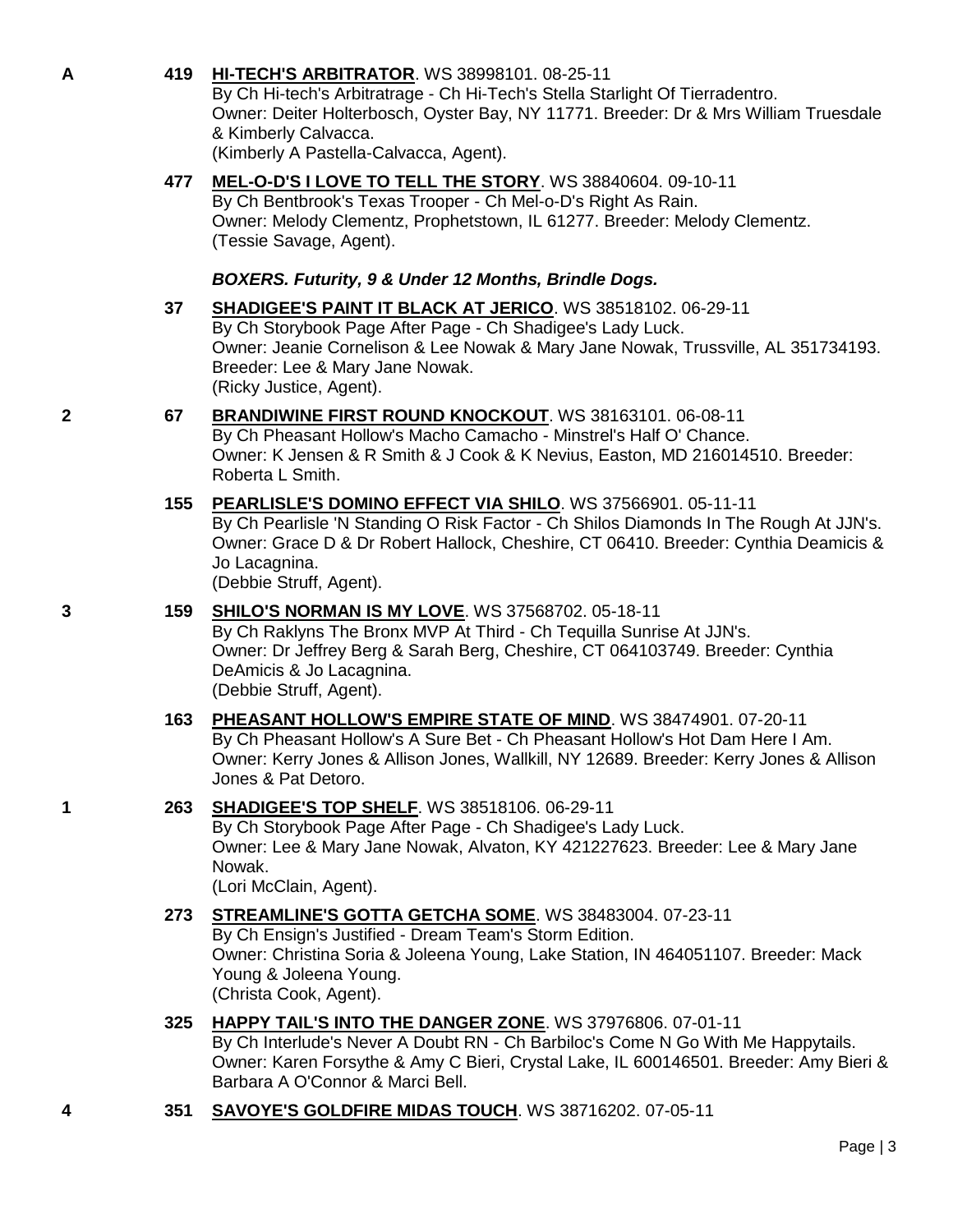**A** **419** **HI-TECH'S ARBITRATOR**. WS 38998101. 08-25-11
By Ch Hi-tech's Arbitratrage - Ch Hi-Tech's Stella Starlight Of Tierradentro.
Owner: Deiter Holterbosch, Oyster Bay, NY 11771. Breeder: Dr & Mrs William Truesdale & Kimberly Calvacca.
(Kimberly A Pastella-Calvacca, Agent).

**477** **MEL-O-D'S I LOVE TO TELL THE STORY**. WS 38840604. 09-10-11
By Ch Bentbrook's Texas Trooper - Ch Mel-o-D's Right As Rain.
Owner: Melody Clementz, Prophetstown, IL 61277. Breeder: Melody Clementz.
(Tessie Savage, Agent).

***BOXERS. Futurity, 9 & Under 12 Months, Brindle Dogs.***

**37** **SHADIGEE'S PAINT IT BLACK AT JERICO**. WS 38518102. 06-29-11
By Ch Storybook Page After Page - Ch Shadigee's Lady Luck.
Owner: Jeanie Cornelison & Lee Nowak & Mary Jane Nowak, Trussville, AL 351734193. Breeder: Lee & Mary Jane Nowak.
(Ricky Justice, Agent).

**2** **67** **BRANDIWINE FIRST ROUND KNOCKOUT**. WS 38163101. 06-08-11
By Ch Pheasant Hollow's Macho Camacho - Minstrel's Half O' Chance.
Owner: K Jensen & R Smith & J Cook & K Nevius, Easton, MD 216014510. Breeder: Roberta L Smith.

**155** **PEARLISLE'S DOMINO EFFECT VIA SHILO**. WS 37566901. 05-11-11
By Ch Pearlisle 'N Standing O Risk Factor - Ch Shilos Diamonds In The Rough At JJN's.
Owner: Grace D & Dr Robert Hallock, Cheshire, CT 06410. Breeder: Cynthia Deamicis & Jo Lacagnina.
(Debbie Struff, Agent).

**3** **159** **SHILO'S NORMAN IS MY LOVE**. WS 37568702. 05-18-11
By Ch Raklyns The Bronx MVP At Third - Ch Tequilla Sunrise At JJN's.
Owner: Dr Jeffrey Berg & Sarah Berg, Cheshire, CT 064103749. Breeder: Cynthia DeAmicis & Jo Lacagnina.
(Debbie Struff, Agent).

**163** **PHEASANT HOLLOW'S EMPIRE STATE OF MIND**. WS 38474901. 07-20-11
By Ch Pheasant Hollow's A Sure Bet - Ch Pheasant Hollow's Hot Dam Here I Am.
Owner: Kerry Jones & Allison Jones, Wallkill, NY 12689. Breeder: Kerry Jones & Allison Jones & Pat Detoro.

**1** **263** **SHADIGEE'S TOP SHELF**. WS 38518106. 06-29-11
By Ch Storybook Page After Page - Ch Shadigee's Lady Luck.
Owner: Lee & Mary Jane Nowak, Alvaton, KY 421227623. Breeder: Lee & Mary Jane Nowak.
(Lori McClain, Agent).

**273** **STREAMLINE'S GOTTA GETCHA SOME**. WS 38483004. 07-23-11
By Ch Ensign's Justified - Dream Team's Storm Edition.
Owner: Christina Soria & Joleena Young, Lake Station, IN 464051107. Breeder: Mack Young & Joleena Young.
(Christa Cook, Agent).

**325** **HAPPY TAIL'S INTO THE DANGER ZONE**. WS 37976806. 07-01-11
By Ch Interlude's Never A Doubt RN - Ch Barbiloc's Come N Go With Me Happytails.
Owner: Karen Forsythe & Amy C Bieri, Crystal Lake, IL 600146501. Breeder: Amy Bieri & Barbara A O'Connor & Marci Bell.

**4** **351** **SAVOYE'S GOLDFIRE MIDAS TOUCH**. WS 38716202. 07-05-11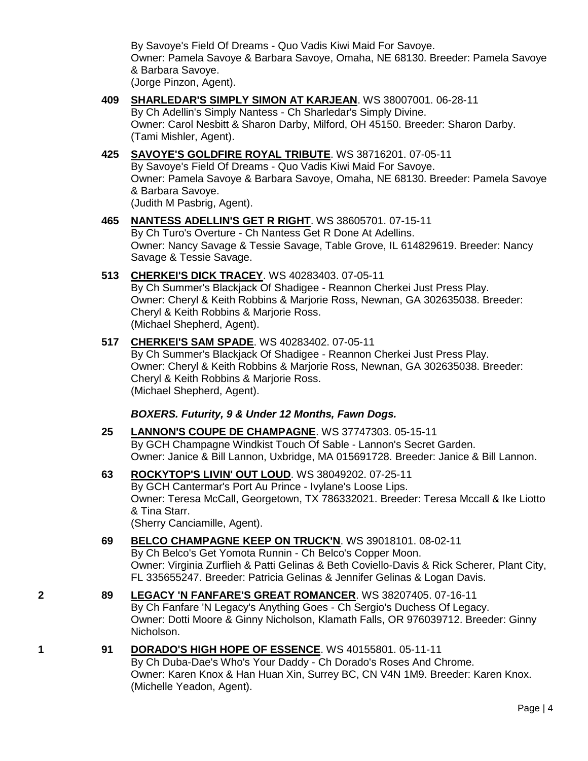By Savoye's Field Of Dreams - Quo Vadis Kiwi Maid For Savoye.
Owner: Pamela Savoye & Barbara Savoye, Omaha, NE 68130. Breeder: Pamela Savoye & Barbara Savoye.
(Jorge Pinzon, Agent).

**409** **SHARLEDAR'S SIMPLY SIMON AT KARJEAN**. WS 38007001. 06-28-11
By Ch Adellin's Simply Nantess - Ch Sharledar's Simply Divine.
Owner: Carol Nesbitt & Sharon Darby, Milford, OH 45150. Breeder: Sharon Darby.
(Tami Mishler, Agent).

**425** **SAVOYE'S GOLDFIRE ROYAL TRIBUTE**. WS 38716201. 07-05-11
By Savoye's Field Of Dreams - Quo Vadis Kiwi Maid For Savoye.
Owner: Pamela Savoye & Barbara Savoye, Omaha, NE 68130. Breeder: Pamela Savoye & Barbara Savoye.
(Judith M Pasbrig, Agent).

**465** **NANTESS ADELLIN'S GET R RIGHT**. WS 38605701. 07-15-11
By Ch Turo's Overture - Ch Nantess Get R Done At Adellins.
Owner: Nancy Savage & Tessie Savage, Table Grove, IL 614829619. Breeder: Nancy Savage & Tessie Savage.

**513** **CHERKEI'S DICK TRACEY**. WS 40283403. 07-05-11
By Ch Summer's Blackjack Of Shadigee - Reannon Cherkei Just Press Play.
Owner: Cheryl & Keith Robbins & Marjorie Ross, Newnan, GA 302635038. Breeder: Cheryl & Keith Robbins & Marjorie Ross.
(Michael Shepherd, Agent).

**517** **CHERKEI'S SAM SPADE**. WS 40283402. 07-05-11
By Ch Summer's Blackjack Of Shadigee - Reannon Cherkei Just Press Play.
Owner: Cheryl & Keith Robbins & Marjorie Ross, Newnan, GA 302635038. Breeder: Cheryl & Keith Robbins & Marjorie Ross.
(Michael Shepherd, Agent).

***BOXERS. Futurity, 9 & Under 12 Months, Fawn Dogs.***

**25** **LANNON'S COUPE DE CHAMPAGNE**. WS 37747303. 05-15-11
By GCH Champagne Windkist Touch Of Sable - Lannon's Secret Garden.
Owner: Janice & Bill Lannon, Uxbridge, MA 015691728. Breeder: Janice & Bill Lannon.

**63** **ROCKYTOP'S LIVIN' OUT LOUD**. WS 38049202. 07-25-11
By GCH Cantermar's Port Au Prince - Ivylane's Loose Lips.
Owner: Teresa McCall, Georgetown, TX 786332021. Breeder: Teresa Mccall & Ike Liotto & Tina Starr.
(Sherry Canciamille, Agent).

**69** **BELCO CHAMPAGNE KEEP ON TRUCK'N**. WS 39018101. 08-02-11
By Ch Belco's Get Yomota Runnin - Ch Belco's Copper Moon.
Owner: Virginia Zurflieh & Patti Gelinas & Beth Coviello-Davis & Rick Scherer, Plant City, FL 335655247. Breeder: Patricia Gelinas & Jennifer Gelinas & Logan Davis.

2 **89** **LEGACY 'N FANFARE'S GREAT ROMANCER**. WS 38207405. 07-16-11
By Ch Fanfare 'N Legacy's Anything Goes - Ch Sergio's Duchess Of Legacy.
Owner: Dotti Moore & Ginny Nicholson, Klamath Falls, OR 976039712. Breeder: Ginny Nicholson.

1 **91** **DORADO'S HIGH HOPE OF ESSENCE**. WS 40155801. 05-11-11
By Ch Duba-Dae's Who's Your Daddy - Ch Dorado's Roses And Chrome.
Owner: Karen Knox & Han Huan Xin, Surrey BC, CN V4N 1M9. Breeder: Karen Knox.
(Michelle Yeadon, Agent).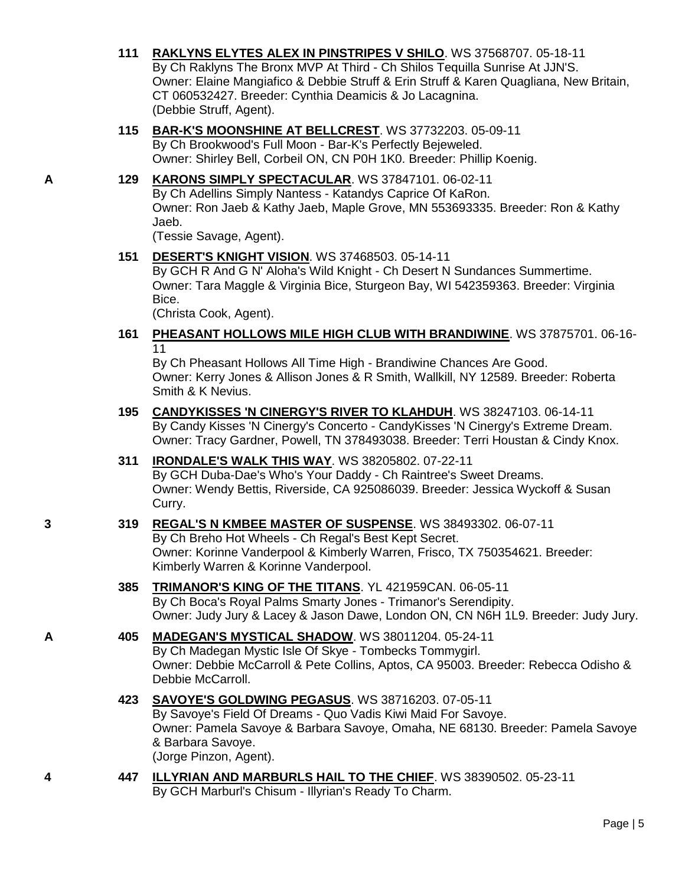**111** **RAKLYNS ELYTES ALEX IN PINSTRIPES V SHILO**. WS 37568707. 05-18-11
By Ch Raklyns The Bronx MVP At Third - Ch Shilos Tequilla Sunrise At JJN'S.
Owner: Elaine Mangiafico & Debbie Struff & Erin Struff & Karen Quagliana, New Britain, CT 060532427. Breeder: Cynthia Deamicis & Jo Lacagnina.
(Debbie Struff, Agent).

**115** **BAR-K'S MOONSHINE AT BELLCREST**. WS 37732203. 05-09-11
By Ch Brookwood's Full Moon - Bar-K's Perfectly Bejeweled.
Owner: Shirley Bell, Corbeil ON, CN P0H 1K0. Breeder: Phillip Koenig.

A **129** **KARONS SIMPLY SPECTACULAR**. WS 37847101. 06-02-11
By Ch Adellins Simply Nantess - Katandys Caprice Of KaRon.
Owner: Ron Jaeb & Kathy Jaeb, Maple Grove, MN 553693335. Breeder: Ron & Kathy Jaeb.
(Tessie Savage, Agent).

**151** **DESERT'S KNIGHT VISION**. WS 37468503. 05-14-11
By GCH R And G N' Aloha's Wild Knight - Ch Desert N Sundances Summertime.
Owner: Tara Maggle & Virginia Bice, Sturgeon Bay, WI 542359363. Breeder: Virginia Bice.
(Christa Cook, Agent).

**161** **PHEASANT HOLLOWS MILE HIGH CLUB WITH BRANDIWINE**. WS 37875701. 06-16-11
By Ch Pheasant Hollows All Time High - Brandiwine Chances Are Good.
Owner: Kerry Jones & Allison Jones & R Smith, Wallkill, NY 12589. Breeder: Roberta Smith & K Nevius.

**195** **CANDYKISSES 'N CINERGY'S RIVER TO KLAHDUH**. WS 38247103. 06-14-11
By Candy Kisses 'N Cinergy's Concerto - CandyKisses 'N Cinergy's Extreme Dream.
Owner: Tracy Gardner, Powell, TN 378493038. Breeder: Terri Houstan & Cindy Knox.

**311** **IRONDALE'S WALK THIS WAY**. WS 38205802. 07-22-11
By GCH Duba-Dae's Who's Your Daddy - Ch Raintree's Sweet Dreams.
Owner: Wendy Bettis, Riverside, CA 925086039. Breeder: Jessica Wyckoff & Susan Curry.

3 **319** **REGAL'S N KMBEE MASTER OF SUSPENSE**. WS 38493302. 06-07-11
By Ch Breho Hot Wheels - Ch Regal's Best Kept Secret.
Owner: Korinne Vanderpool & Kimberly Warren, Frisco, TX 750354621. Breeder: Kimberly Warren & Korinne Vanderpool.

**385** **TRIMANOR'S KING OF THE TITANS**. YL 421959CAN. 06-05-11
By Ch Boca's Royal Palms Smarty Jones - Trimanor's Serendipity.
Owner: Judy Jury & Lacey & Jason Dawe, London ON, CN N6H 1L9. Breeder: Judy Jury.

A **405** **MADEGAN'S MYSTICAL SHADOW**. WS 38011204. 05-24-11
By Ch Madegan Mystic Isle Of Skye - Tombecks Tommygirl.
Owner: Debbie McCarroll & Pete Collins, Aptos, CA 95003. Breeder: Rebecca Odisho & Debbie McCarroll.

**423** **SAVOYE'S GOLDWING PEGASUS**. WS 38716203. 07-05-11
By Savoye's Field Of Dreams - Quo Vadis Kiwi Maid For Savoye.
Owner: Pamela Savoye & Barbara Savoye, Omaha, NE 68130. Breeder: Pamela Savoye & Barbara Savoye.
(Jorge Pinzon, Agent).

4 **447** **ILLYRIAN AND MARBURLS HAIL TO THE CHIEF**. WS 38390502. 05-23-11
By GCH Marburl's Chisum - Illyrian's Ready To Charm.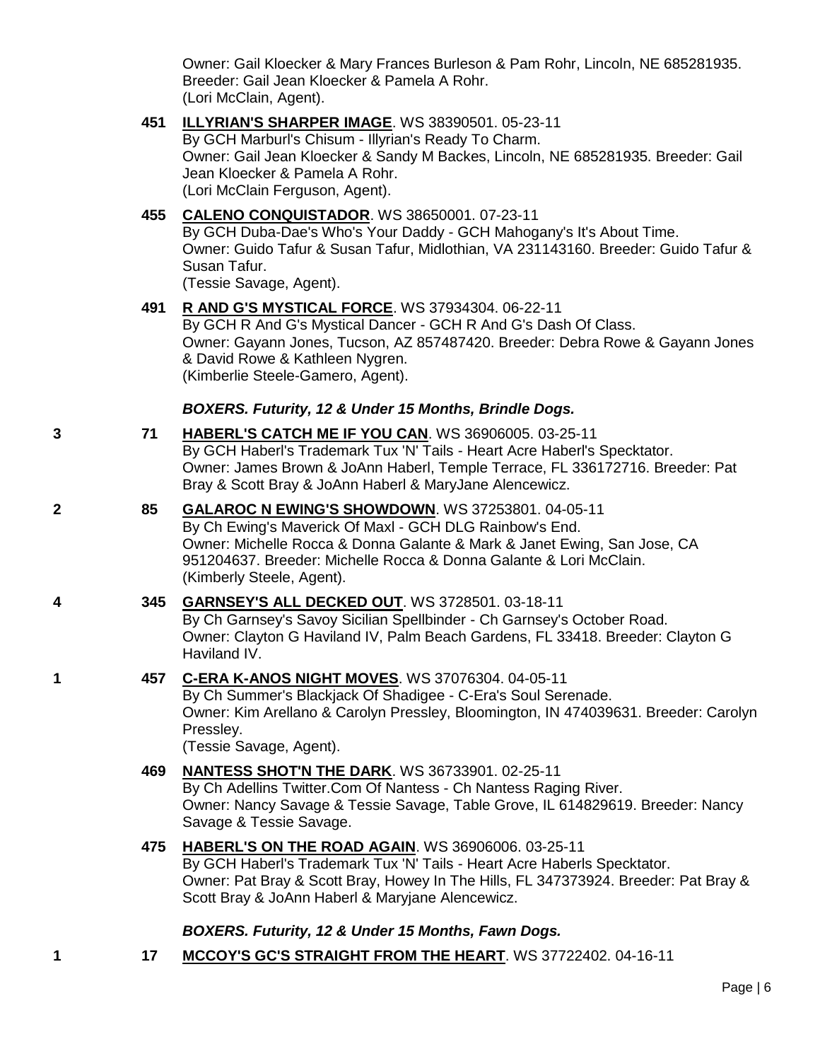Owner: Gail Kloecker & Mary Frances Burleson & Pam Rohr, Lincoln, NE 685281935. Breeder: Gail Jean Kloecker & Pamela A Rohr.
(Lori McClain, Agent).

**451** **ILLYRIAN'S SHARPER IMAGE**. WS 38390501. 05-23-11
By GCH Marburl's Chisum - Illyrian's Ready To Charm.
Owner: Gail Jean Kloecker & Sandy M Backes, Lincoln, NE 685281935. Breeder: Gail Jean Kloecker & Pamela A Rohr.
(Lori McClain Ferguson, Agent).

**455** **CALENO CONQUISTADOR**. WS 38650001. 07-23-11
By GCH Duba-Dae's Who's Your Daddy - GCH Mahogany's It's About Time.
Owner: Guido Tafur & Susan Tafur, Midlothian, VA 231143160. Breeder: Guido Tafur & Susan Tafur.
(Tessie Savage, Agent).

**491** **R AND G'S MYSTICAL FORCE**. WS 37934304. 06-22-11
By GCH R And G's Mystical Dancer - GCH R And G's Dash Of Class.
Owner: Gayann Jones, Tucson, AZ 857487420. Breeder: Debra Rowe & Gayann Jones & David Rowe & Kathleen Nygren.
(Kimberlie Steele-Gamero, Agent).

### *BOXERS. Futurity, 12 & Under 15 Months, Brindle Dogs.*

3 **71** **HABERL'S CATCH ME IF YOU CAN**. WS 36906005. 03-25-11
By GCH Haberl's Trademark Tux 'N' Tails - Heart Acre Haberl's Specktator.
Owner: James Brown & JoAnn Haberl, Temple Terrace, FL 336172716. Breeder: Pat Bray & Scott Bray & JoAnn Haberl & MaryJane Alencewicz.

2 **85** **GALAROC N EWING'S SHOWDOWN**. WS 37253801. 04-05-11
By Ch Ewing's Maverick Of Maxl - GCH DLG Rainbow's End.
Owner: Michelle Rocca & Donna Galante & Mark & Janet Ewing, San Jose, CA 951204637. Breeder: Michelle Rocca & Donna Galante & Lori McClain.
(Kimberly Steele, Agent).

4 **345** **GARNSEY'S ALL DECKED OUT**. WS 3728501. 03-18-11
By Ch Garnsey's Savoy Sicilian Spellbinder - Ch Garnsey's October Road.
Owner: Clayton G Haviland IV, Palm Beach Gardens, FL 33418. Breeder: Clayton G Haviland IV.

1 **457** **C-ERA K-ANOS NIGHT MOVES**. WS 37076304. 04-05-11
By Ch Summer's Blackjack Of Shadigee - C-Era's Soul Serenade.
Owner: Kim Arellano & Carolyn Pressley, Bloomington, IN 474039631. Breeder: Carolyn Pressley.
(Tessie Savage, Agent).

**469** **NANTESS SHOT'N THE DARK**. WS 36733901. 02-25-11
By Ch Adellins Twitter.Com Of Nantess - Ch Nantess Raging River.
Owner: Nancy Savage & Tessie Savage, Table Grove, IL 614829619. Breeder: Nancy Savage & Tessie Savage.

**475** **HABERL'S ON THE ROAD AGAIN**. WS 36906006. 03-25-11
By GCH Haberl's Trademark Tux 'N' Tails - Heart Acre Haberls Specktator.
Owner: Pat Bray & Scott Bray, Howey In The Hills, FL 347373924. Breeder: Pat Bray & Scott Bray & JoAnn Haberl & Maryjane Alencewicz.

### *BOXERS. Futurity, 12 & Under 15 Months, Fawn Dogs.*

1 **17** **MCCOY'S GC'S STRAIGHT FROM THE HEART**. WS 37722402. 04-16-11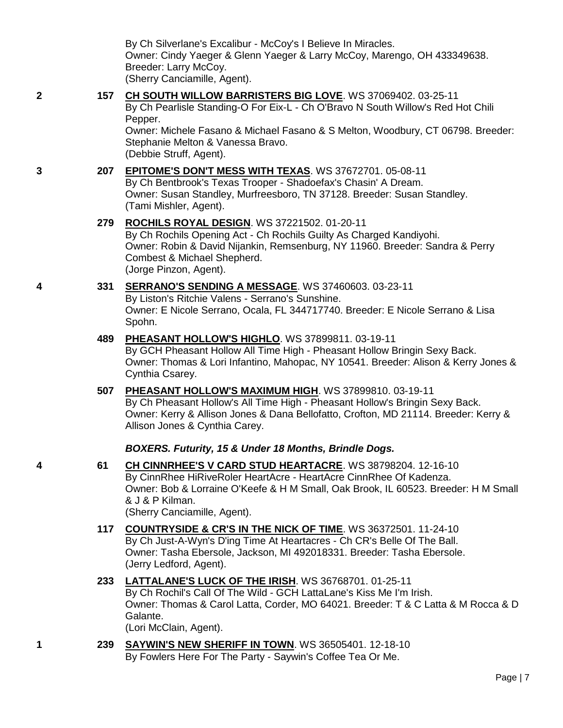By Ch Silverlane's Excalibur - McCoy's I Believe In Miracles.
Owner: Cindy Yaeger & Glenn Yaeger & Larry McCoy, Marengo, OH 433349638.
Breeder: Larry McCoy.
(Sherry Canciamille, Agent).

**2** **157** **CH SOUTH WILLOW BARRISTERS BIG LOVE**. WS 37069402. 03-25-11
By Ch Pearlisle Standing-O For Eix-L - Ch O'Bravo N South Willow's Red Hot Chili Pepper.
Owner: Michele Fasano & Michael Fasano & S Melton, Woodbury, CT 06798. Breeder: Stephanie Melton & Vanessa Bravo.
(Debbie Struff, Agent).

**3** **207** **EPITOME'S DON'T MESS WITH TEXAS**. WS 37672701. 05-08-11
By Ch Bentbrook's Texas Trooper - Shadoefax's Chasin' A Dream.
Owner: Susan Standley, Murfreesboro, TN 37128. Breeder: Susan Standley.
(Tami Mishler, Agent).

**279** **ROCHILS ROYAL DESIGN**. WS 37221502. 01-20-11
By Ch Rochils Opening Act - Ch Rochils Guilty As Charged Kandiyohi.
Owner: Robin & David Nijankin, Remsenburg, NY 11960. Breeder: Sandra & Perry Combest & Michael Shepherd.
(Jorge Pinzon, Agent).

**4** **331** **SERRANO'S SENDING A MESSAGE**. WS 37460603. 03-23-11
By Liston's Ritchie Valens - Serrano's Sunshine.
Owner: E Nicole Serrano, Ocala, FL 344717740. Breeder: E Nicole Serrano & Lisa Spohn.

**489** **PHEASANT HOLLOW'S HIGHLO**. WS 37899811. 03-19-11
By GCH Pheasant Hollow All Time High - Pheasant Hollow Bringin Sexy Back.
Owner: Thomas & Lori Infantino, Mahopac, NY 10541. Breeder: Alison & Kerry Jones & Cynthia Csarey.

**507** **PHEASANT HOLLOW'S MAXIMUM HIGH**. WS 37899810. 03-19-11
By Ch Pheasant Hollow's All Time High - Pheasant Hollow's Bringin Sexy Back.
Owner: Kerry & Allison Jones & Dana Bellofatto, Crofton, MD 21114. Breeder: Kerry & Allison Jones & Cynthia Carey.

### *BOXERS. Futurity, 15 & Under 18 Months, Brindle Dogs.*

**4** **61** **CH CINNRHEE'S V CARD STUD HEARTACRE**. WS 38798204. 12-16-10
By CinnRhee HiRiveRoler HeartAcre - HeartAcre CinnRhee Of Kadenza.
Owner: Bob & Lorraine O'Keefe & H M Small, Oak Brook, IL 60523. Breeder: H M Small & J & P Kilman.
(Sherry Canciamille, Agent).

**117** **COUNTRYSIDE & CR'S IN THE NICK OF TIME**. WS 36372501. 11-24-10
By Ch Just-A-Wyn's D'ing Time At Heartacres - Ch CR's Belle Of The Ball.
Owner: Tasha Ebersole, Jackson, MI 492018331. Breeder: Tasha Ebersole.
(Jerry Ledford, Agent).

**233** **LATTALANE'S LUCK OF THE IRISH**. WS 36768701. 01-25-11
By Ch Rochil's Call Of The Wild - GCH LattaLane's Kiss Me I'm Irish.
Owner: Thomas & Carol Latta, Corder, MO 64021. Breeder: T & C Latta & M Rocca & D Galante.
(Lori McClain, Agent).

**1** **239** **SAYWIN'S NEW SHERIFF IN TOWN**. WS 36505401. 12-18-10
By Fowlers Here For The Party - Saywin's Coffee Tea Or Me.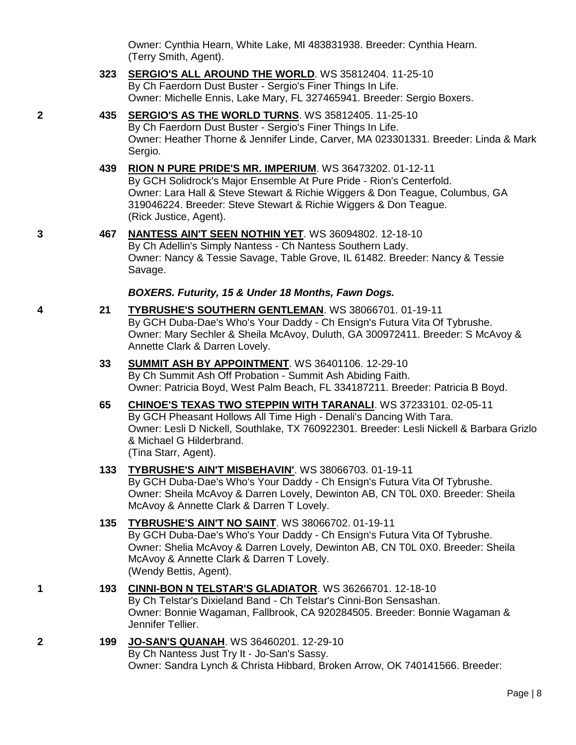Owner: Cynthia Hearn, White Lake, MI 483831938. Breeder: Cynthia Hearn. (Terry Smith, Agent).

**323** **SERGIO'S ALL AROUND THE WORLD**. WS 35812404. 11-25-10
By Ch Faerdorn Dust Buster - Sergio's Finer Things In Life.
Owner: Michelle Ennis, Lake Mary, FL 327465941. Breeder: Sergio Boxers.

2 **435** **SERGIO'S AS THE WORLD TURNS**. WS 35812405. 11-25-10
By Ch Faerdorn Dust Buster - Sergio's Finer Things In Life.
Owner: Heather Thorne & Jennifer Linde, Carver, MA 023301331. Breeder: Linda & Mark Sergio.

**439** **RION N PURE PRIDE'S MR. IMPERIUM**. WS 36473202. 01-12-11
By GCH Solidrock's Major Ensemble At Pure Pride - Rion's Centerfold.
Owner: Lara Hall & Steve Stewart & Richie Wiggers & Don Teague, Columbus, GA 319046224. Breeder: Steve Stewart & Richie Wiggers & Don Teague.
(Rick Justice, Agent).

3 **467** **NANTESS AIN'T SEEN NOTHIN YET**. WS 36094802. 12-18-10
By Ch Adellin's Simply Nantess - Ch Nantess Southern Lady.
Owner: Nancy & Tessie Savage, Table Grove, IL 61482. Breeder: Nancy & Tessie Savage.

***BOXERS. Futurity, 15 & Under 18 Months, Fawn Dogs.***

4 **21** **TYBRUSHE'S SOUTHERN GENTLEMAN**. WS 38066701. 01-19-11
By GCH Duba-Dae's Who's Your Daddy - Ch Ensign's Futura Vita Of Tybrushe.
Owner: Mary Sechler & Sheila McAvoy, Duluth, GA 300972411. Breeder: S McAvoy & Annette Clark & Darren Lovely.

**33** **SUMMIT ASH BY APPOINTMENT**. WS 36401106. 12-29-10
By Ch Summit Ash Off Probation - Summit Ash Abiding Faith.
Owner: Patricia Boyd, West Palm Beach, FL 334187211. Breeder: Patricia B Boyd.

**65** **CHINOE'S TEXAS TWO STEPPIN WITH TARANALI**. WS 37233101. 02-05-11
By GCH Pheasant Hollows All Time High - Denali's Dancing With Tara.
Owner: Lesli D Nickell, Southlake, TX 760922301. Breeder: Lesli Nickell & Barbara Grizlo & Michael G Hilderbrand.
(Tina Starr, Agent).

**133** **TYBRUSHE'S AIN'T MISBEHAVIN'**. WS 38066703. 01-19-11
By GCH Duba-Dae's Who's Your Daddy - Ch Ensign's Futura Vita Of Tybrushe.
Owner: Sheila McAvoy & Darren Lovely, Dewinton AB, CN T0L 0X0. Breeder: Sheila McAvoy & Annette Clark & Darren T Lovely.

**135** **TYBRUSHE'S AIN'T NO SAINT**. WS 38066702. 01-19-11
By GCH Duba-Dae's Who's Your Daddy - Ch Ensign's Futura Vita Of Tybrushe.
Owner: Shelia McAvoy & Darren Lovely, Dewinton AB, CN T0L 0X0. Breeder: Sheila McAvoy & Annette Clark & Darren T Lovely.
(Wendy Bettis, Agent).

1 **193** **CINNI-BON N TELSTAR'S GLADIATOR**. WS 36266701. 12-18-10
By Ch Telstar's Dixieland Band - Ch Telstar's Cinni-Bon Sensashan.
Owner: Bonnie Wagaman, Fallbrook, CA 920284505. Breeder: Bonnie Wagaman & Jennifer Tellier.

2 **199** **JO-SAN'S QUANAH**. WS 36460201. 12-29-10
By Ch Nantess Just Try It - Jo-San's Sassy.
Owner: Sandra Lynch & Christa Hibbard, Broken Arrow, OK 740141566. Breeder: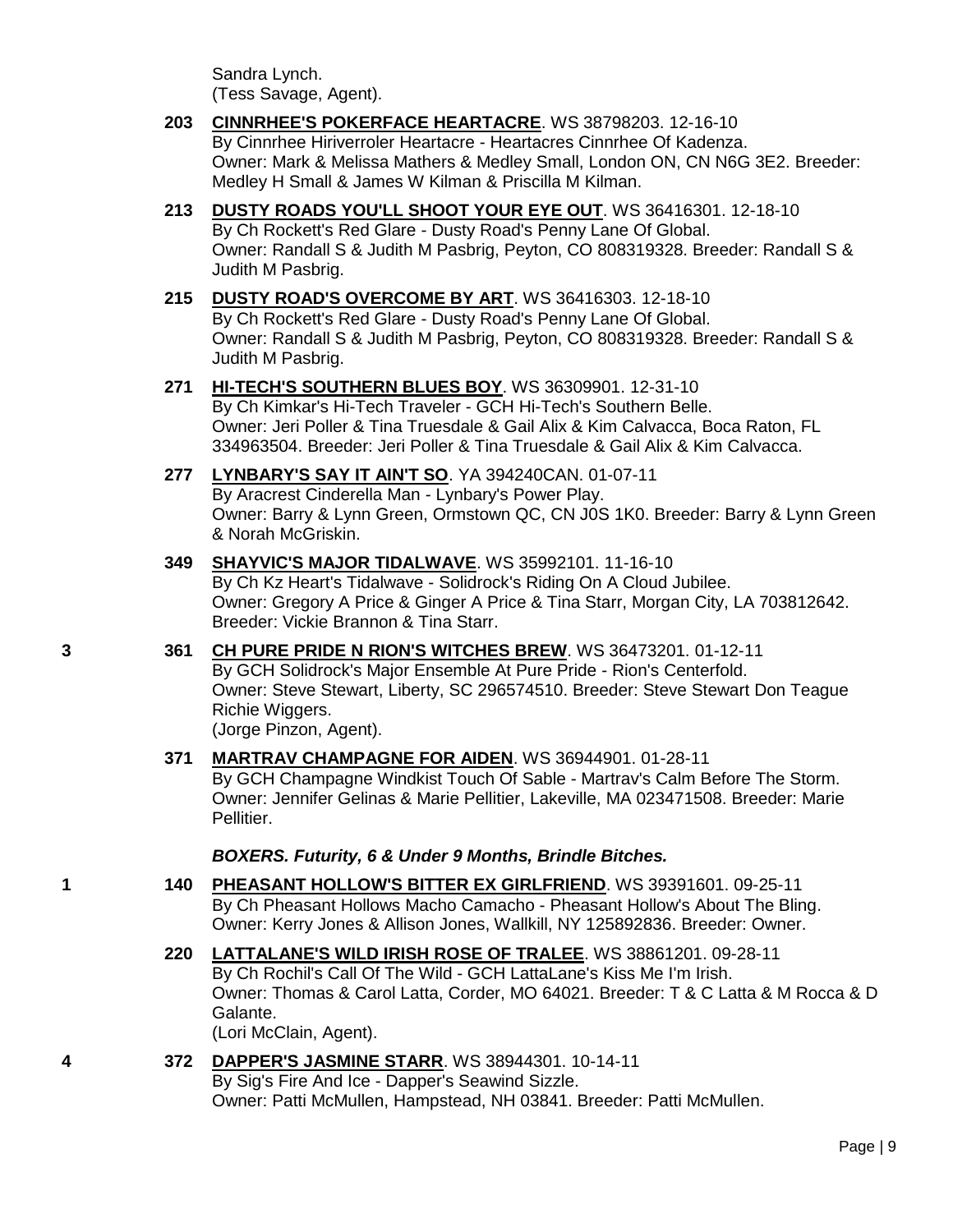Sandra Lynch.
(Tess Savage, Agent).

**203** **CINNRHEE'S POKERFACE HEARTACRE**. WS 38798203. 12-16-10
By Cinnrhee Hiriverroler Heartacre - Heartacres Cinnrhee Of Kadenza.
Owner: Mark & Melissa Mathers & Medley Small, London ON, CN N6G 3E2. Breeder: Medley H Small & James W Kilman & Priscilla M Kilman.

**213** **DUSTY ROADS YOU'LL SHOOT YOUR EYE OUT**. WS 36416301. 12-18-10
By Ch Rockett's Red Glare - Dusty Road's Penny Lane Of Global.
Owner: Randall S & Judith M Pasbrig, Peyton, CO 808319328. Breeder: Randall S & Judith M Pasbrig.

**215** **DUSTY ROAD'S OVERCOME BY ART**. WS 36416303. 12-18-10
By Ch Rockett's Red Glare - Dusty Road's Penny Lane Of Global.
Owner: Randall S & Judith M Pasbrig, Peyton, CO 808319328. Breeder: Randall S & Judith M Pasbrig.

**271** **HI-TECH'S SOUTHERN BLUES BOY**. WS 36309901. 12-31-10
By Ch Kimkar's Hi-Tech Traveler - GCH Hi-Tech's Southern Belle.
Owner: Jeri Poller & Tina Truesdale & Gail Alix & Kim Calvacca, Boca Raton, FL 334963504. Breeder: Jeri Poller & Tina Truesdale & Gail Alix & Kim Calvacca.

**277** **LYNBARY'S SAY IT AIN'T SO**. YA 394240CAN. 01-07-11
By Aracrest Cinderella Man - Lynbary's Power Play.
Owner: Barry & Lynn Green, Ormstown QC, CN J0S 1K0. Breeder: Barry & Lynn Green & Norah McGriskin.

**349** **SHAYVIC'S MAJOR TIDALWAVE**. WS 35992101. 11-16-10
By Ch Kz Heart's Tidalwave - Solidrock's Riding On A Cloud Jubilee.
Owner: Gregory A Price & Ginger A Price & Tina Starr, Morgan City, LA 703812642. Breeder: Vickie Brannon & Tina Starr.

3 **361** **CH PURE PRIDE N RION'S WITCHES BREW**. WS 36473201. 01-12-11
By GCH Solidrock's Major Ensemble At Pure Pride - Rion's Centerfold.
Owner: Steve Stewart, Liberty, SC 296574510. Breeder: Steve Stewart Don Teague Richie Wiggers.
(Jorge Pinzon, Agent).

**371** **MARTRAV CHAMPAGNE FOR AIDEN**. WS 36944901. 01-28-11
By GCH Champagne Windkist Touch Of Sable - Martrav's Calm Before The Storm.
Owner: Jennifer Gelinas & Marie Pellitier, Lakeville, MA 023471508. Breeder: Marie Pellitier.

***BOXERS. Futurity, 6 & Under 9 Months, Brindle Bitches.***

1 **140** **PHEASANT HOLLOW'S BITTER EX GIRLFRIEND**. WS 39391601. 09-25-11
By Ch Pheasant Hollows Macho Camacho - Pheasant Hollow's About The Bling.
Owner: Kerry Jones & Allison Jones, Wallkill, NY 125892836. Breeder: Owner.

**220** **LATTALANE'S WILD IRISH ROSE OF TRALEE**. WS 38861201. 09-28-11
By Ch Rochil's Call Of The Wild - GCH LattaLane's Kiss Me I'm Irish.
Owner: Thomas & Carol Latta, Corder, MO 64021. Breeder: T & C Latta & M Rocca & D Galante.
(Lori McClain, Agent).

4 **372** **DAPPER'S JASMINE STARR**. WS 38944301. 10-14-11
By Sig's Fire And Ice - Dapper's Seawind Sizzle.
Owner: Patti McMullen, Hampstead, NH 03841. Breeder: Patti McMullen.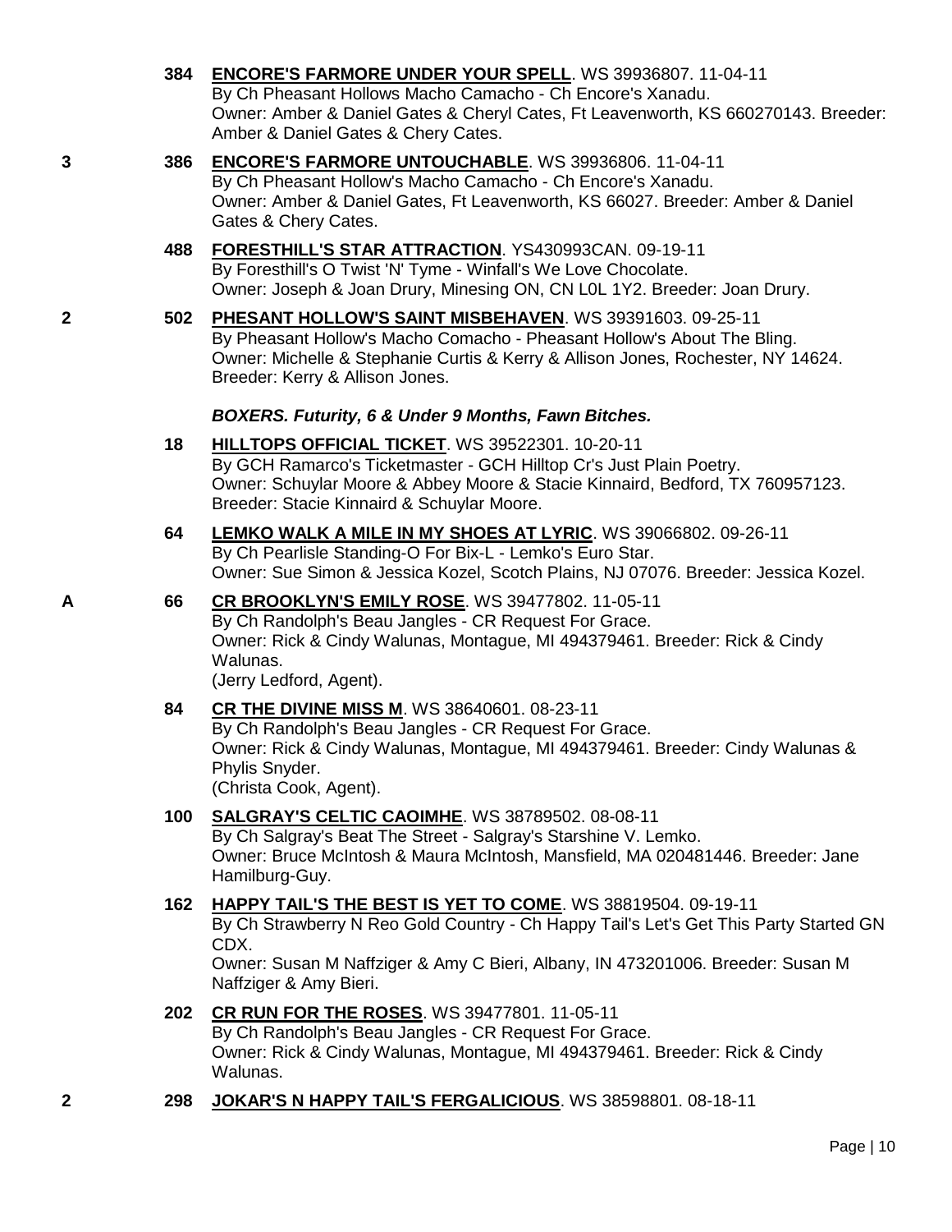384 **ENCORE'S FARMORE UNDER YOUR SPELL**. WS 39936807. 11-04-11
By Ch Pheasant Hollows Macho Camacho - Ch Encore's Xanadu.
Owner: Amber & Daniel Gates & Cheryl Cates, Ft Leavenworth, KS 660270143. Breeder: Amber & Daniel Gates & Chery Cates.

3 386 **ENCORE'S FARMORE UNTOUCHABLE**. WS 39936806. 11-04-11
By Ch Pheasant Hollow's Macho Camacho - Ch Encore's Xanadu.
Owner: Amber & Daniel Gates, Ft Leavenworth, KS 66027. Breeder: Amber & Daniel Gates & Chery Cates.

488 **FORESTHILL'S STAR ATTRACTION**. YS430993CAN. 09-19-11
By Foresthill's O Twist 'N' Tyme - Winfall's We Love Chocolate.
Owner: Joseph & Joan Drury, Minesing ON, CN L0L 1Y2. Breeder: Joan Drury.

2 502 **PHESANT HOLLOW'S SAINT MISBEHAVEN**. WS 39391603. 09-25-11
By Pheasant Hollow's Macho Comacho - Pheasant Hollow's About The Bling.
Owner: Michelle & Stephanie Curtis & Kerry & Allison Jones, Rochester, NY 14624. Breeder: Kerry & Allison Jones.

***BOXERS. Futurity, 6 & Under 9 Months, Fawn Bitches.***

18 **HILLTOPS OFFICIAL TICKET**. WS 39522301. 10-20-11
By GCH Ramarco's Ticketmaster - GCH Hilltop Cr's Just Plain Poetry.
Owner: Schuylar Moore & Abbey Moore & Stacie Kinnaird, Bedford, TX 760957123. Breeder: Stacie Kinnaird & Schuylar Moore.

64 **LEMKO WALK A MILE IN MY SHOES AT LYRIC**. WS 39066802. 09-26-11
By Ch Pearlisle Standing-O For Bix-L - Lemko's Euro Star.
Owner: Sue Simon & Jessica Kozel, Scotch Plains, NJ 07076. Breeder: Jessica Kozel.

A 66 **CR BROOKLYN'S EMILY ROSE**. WS 39477802. 11-05-11
By Ch Randolph's Beau Jangles - CR Request For Grace.
Owner: Rick & Cindy Walunas, Montague, MI 494379461. Breeder: Rick & Cindy Walunas.
(Jerry Ledford, Agent).

84 **CR THE DIVINE MISS M**. WS 38640601. 08-23-11
By Ch Randolph's Beau Jangles - CR Request For Grace.
Owner: Rick & Cindy Walunas, Montague, MI 494379461. Breeder: Cindy Walunas & Phylis Snyder.
(Christa Cook, Agent).

100 **SALGRAY'S CELTIC CAOIMHE**. WS 38789502. 08-08-11
By Ch Salgray's Beat The Street - Salgray's Starshine V. Lemko.
Owner: Bruce McIntosh & Maura McIntosh, Mansfield, MA 020481446. Breeder: Jane Hamilburg-Guy.

162 **HAPPY TAIL'S THE BEST IS YET TO COME**. WS 38819504. 09-19-11
By Ch Strawberry N Reo Gold Country - Ch Happy Tail's Let's Get This Party Started GN CDX.
Owner: Susan M Naffziger & Amy C Bieri, Albany, IN 473201006. Breeder: Susan M Naffziger & Amy Bieri.

202 **CR RUN FOR THE ROSES**. WS 39477801. 11-05-11
By Ch Randolph's Beau Jangles - CR Request For Grace.
Owner: Rick & Cindy Walunas, Montague, MI 494379461. Breeder: Rick & Cindy Walunas.

2 298 **JOKAR'S N HAPPY TAIL'S FERGALICIOUS**. WS 38598801. 08-18-11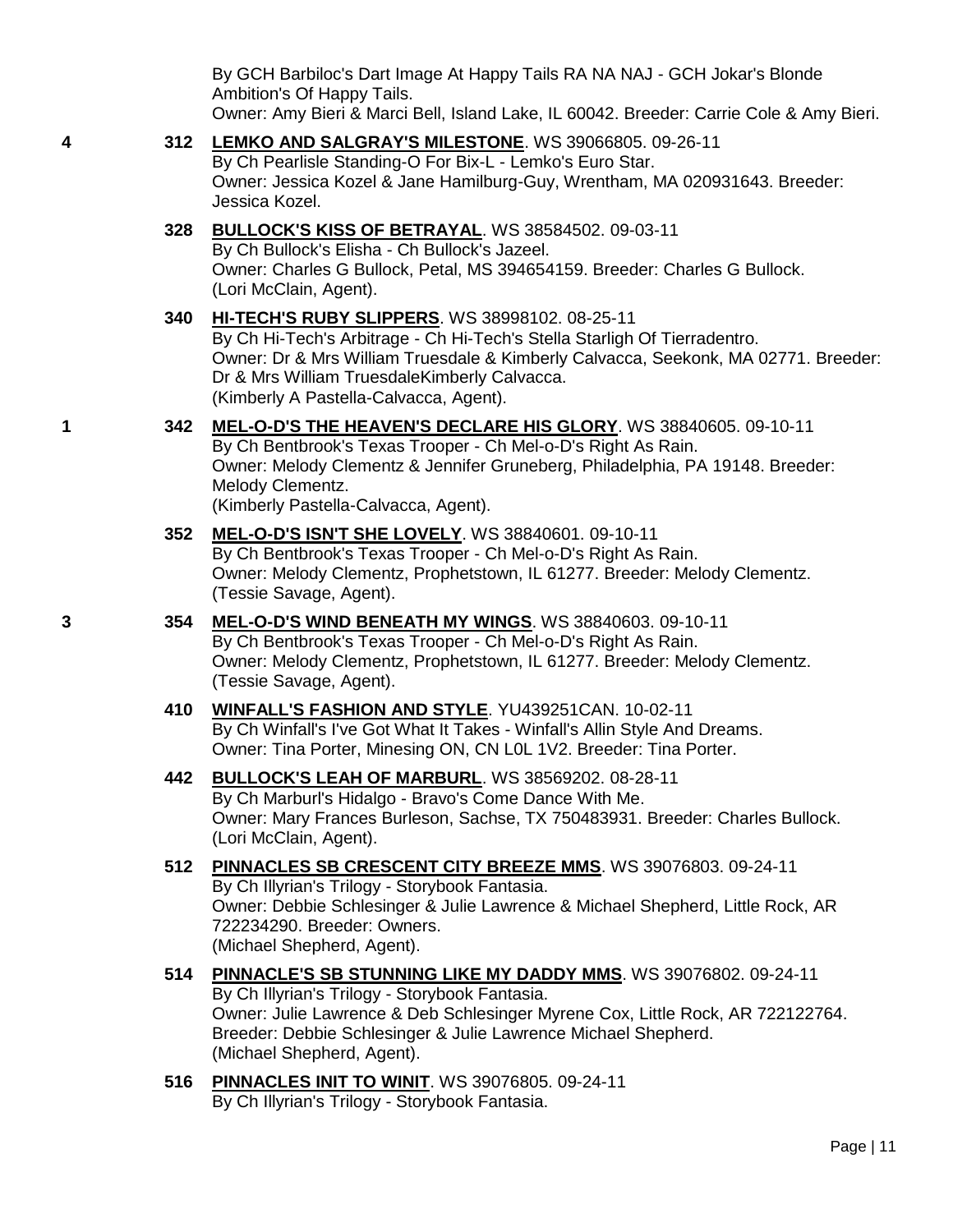By GCH Barbiloc's Dart Image At Happy Tails RA NA NAJ - GCH Jokar's Blonde Ambition's Of Happy Tails.
Owner: Amy Bieri & Marci Bell, Island Lake, IL 60042. Breeder: Carrie Cole & Amy Bieri.

**4** **312** **LEMKO AND SALGRAY'S MILESTONE**. WS 39066805. 09-26-11
By Ch Pearlisle Standing-O For Bix-L - Lemko's Euro Star.
Owner: Jessica Kozel & Jane Hamilburg-Guy, Wrentham, MA 020931643. Breeder: Jessica Kozel.

**328** **BULLOCK'S KISS OF BETRAYAL**. WS 38584502. 09-03-11
By Ch Bullock's Elisha - Ch Bullock's Jazeel.
Owner: Charles G Bullock, Petal, MS 394654159. Breeder: Charles G Bullock.
(Lori McClain, Agent).

**340** **HI-TECH'S RUBY SLIPPERS**. WS 38998102. 08-25-11
By Ch Hi-Tech's Arbitrage - Ch Hi-Tech's Stella Starligh Of Tierradentro.
Owner: Dr & Mrs William Truesdale & Kimberly Calvacca, Seekonk, MA 02771. Breeder: Dr & Mrs William TruesdaleKimberly Calvacca.
(Kimberly A Pastella-Calvacca, Agent).

**1** **342** **MEL-O-D'S THE HEAVEN'S DECLARE HIS GLORY**. WS 38840605. 09-10-11
By Ch Bentbrook's Texas Trooper - Ch Mel-o-D's Right As Rain.
Owner: Melody Clementz & Jennifer Gruneberg, Philadelphia, PA 19148. Breeder: Melody Clementz.
(Kimberly Pastella-Calvacca, Agent).

**352** **MEL-O-D'S ISN'T SHE LOVELY**. WS 38840601. 09-10-11
By Ch Bentbrook's Texas Trooper - Ch Mel-o-D's Right As Rain.
Owner: Melody Clementz, Prophetstown, IL 61277. Breeder: Melody Clementz.
(Tessie Savage, Agent).

**3** **354** **MEL-O-D'S WIND BENEATH MY WINGS**. WS 38840603. 09-10-11
By Ch Bentbrook's Texas Trooper - Ch Mel-o-D's Right As Rain.
Owner: Melody Clementz, Prophetstown, IL 61277. Breeder: Melody Clementz.
(Tessie Savage, Agent).

**410** **WINFALL'S FASHION AND STYLE**. YU439251CAN. 10-02-11
By Ch Winfall's I've Got What It Takes - Winfall's Allin Style And Dreams.
Owner: Tina Porter, Minesing ON, CN L0L 1V2. Breeder: Tina Porter.

**442** **BULLOCK'S LEAH OF MARBURL**. WS 38569202. 08-28-11
By Ch Marburl's Hidalgo - Bravo's Come Dance With Me.
Owner: Mary Frances Burleson, Sachse, TX 750483931. Breeder: Charles Bullock.
(Lori McClain, Agent).

**512** **PINNACLES SB CRESCENT CITY BREEZE MMS**. WS 39076803. 09-24-11
By Ch Illyrian's Trilogy - Storybook Fantasia.
Owner: Debbie Schlesinger & Julie Lawrence & Michael Shepherd, Little Rock, AR 722234290. Breeder: Owners.
(Michael Shepherd, Agent).

**514** **PINNACLE'S SB STUNNING LIKE MY DADDY MMS**. WS 39076802. 09-24-11
By Ch Illyrian's Trilogy - Storybook Fantasia.
Owner: Julie Lawrence & Deb Schlesinger Myrene Cox, Little Rock, AR 722122764. Breeder: Debbie Schlesinger & Julie Lawrence Michael Shepherd.
(Michael Shepherd, Agent).

**516** **PINNACLES INIT TO WINIT**. WS 39076805. 09-24-11
By Ch Illyrian's Trilogy - Storybook Fantasia.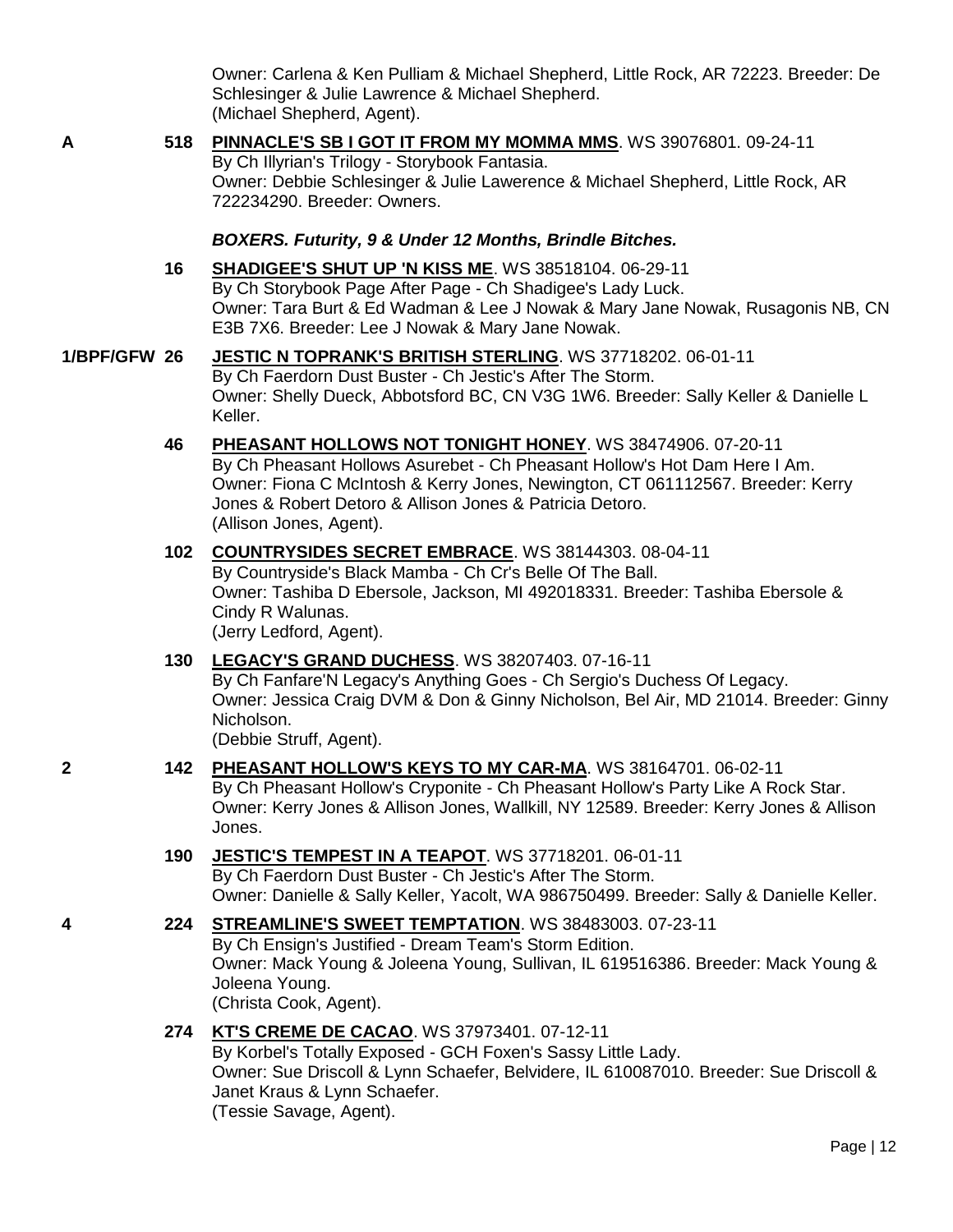Owner: Carlena & Ken Pulliam & Michael Shepherd, Little Rock, AR 72223. Breeder: De Schlesinger & Julie Lawrence & Michael Shepherd.
(Michael Shepherd, Agent).

**A** **518** **PINNACLE'S SB I GOT IT FROM MY MOMMA MMS**. WS 39076801. 09-24-11
By Ch Illyrian's Trilogy - Storybook Fantasia.
Owner: Debbie Schlesinger & Julie Lawerence & Michael Shepherd, Little Rock, AR 722234290. Breeder: Owners.

***BOXERS. Futurity, 9 & Under 12 Months, Brindle Bitches.***

**16** **SHADIGEE'S SHUT UP 'N KISS ME**. WS 38518104. 06-29-11
By Ch Storybook Page After Page - Ch Shadigee's Lady Luck.
Owner: Tara Burt & Ed Wadman & Lee J Nowak & Mary Jane Nowak, Rusagonis NB, CN E3B 7X6. Breeder: Lee J Nowak & Mary Jane Nowak.

**1/BPF/GFW** **26** **JESTIC N TOPRANK'S BRITISH STERLING**. WS 37718202. 06-01-11
By Ch Faerdorn Dust Buster - Ch Jestic's After The Storm.
Owner: Shelly Dueck, Abbotsford BC, CN V3G 1W6. Breeder: Sally Keller & Danielle L Keller.

**46** **PHEASANT HOLLOWS NOT TONIGHT HONEY**. WS 38474906. 07-20-11
By Ch Pheasant Hollows Asurebet - Ch Pheasant Hollow's Hot Dam Here I Am.
Owner: Fiona C McIntosh & Kerry Jones, Newington, CT 061112567. Breeder: Kerry Jones & Robert Detoro & Allison Jones & Patricia Detoro.
(Allison Jones, Agent).

**102** **COUNTRYSIDES SECRET EMBRACE**. WS 38144303. 08-04-11
By Countryside's Black Mamba - Ch Cr's Belle Of The Ball.
Owner: Tashiba D Ebersole, Jackson, MI 492018331. Breeder: Tashiba Ebersole & Cindy R Walunas.
(Jerry Ledford, Agent).

**130** **LEGACY'S GRAND DUCHESS**. WS 38207403. 07-16-11
By Ch Fanfare'N Legacy's Anything Goes - Ch Sergio's Duchess Of Legacy.
Owner: Jessica Craig DVM & Don & Ginny Nicholson, Bel Air, MD 21014. Breeder: Ginny Nicholson.
(Debbie Struff, Agent).

**2** **142** **PHEASANT HOLLOW'S KEYS TO MY CAR-MA**. WS 38164701. 06-02-11
By Ch Pheasant Hollow's Cryponite - Ch Pheasant Hollow's Party Like A Rock Star.
Owner: Kerry Jones & Allison Jones, Wallkill, NY 12589. Breeder: Kerry Jones & Allison Jones.

**190** **JESTIC'S TEMPEST IN A TEAPOT**. WS 37718201. 06-01-11
By Ch Faerdorn Dust Buster - Ch Jestic's After The Storm.
Owner: Danielle & Sally Keller, Yacolt, WA 986750499. Breeder: Sally & Danielle Keller.

**4** **224** **STREAMLINE'S SWEET TEMPTATION**. WS 38483003. 07-23-11
By Ch Ensign's Justified - Dream Team's Storm Edition.
Owner: Mack Young & Joleena Young, Sullivan, IL 619516386. Breeder: Mack Young & Joleena Young.
(Christa Cook, Agent).

**274** **KT'S CREME DE CACAO**. WS 37973401. 07-12-11
By Korbel's Totally Exposed - GCH Foxen's Sassy Little Lady.
Owner: Sue Driscoll & Lynn Schaefer, Belvidere, IL 610087010. Breeder: Sue Driscoll & Janet Kraus & Lynn Schaefer.
(Tessie Savage, Agent).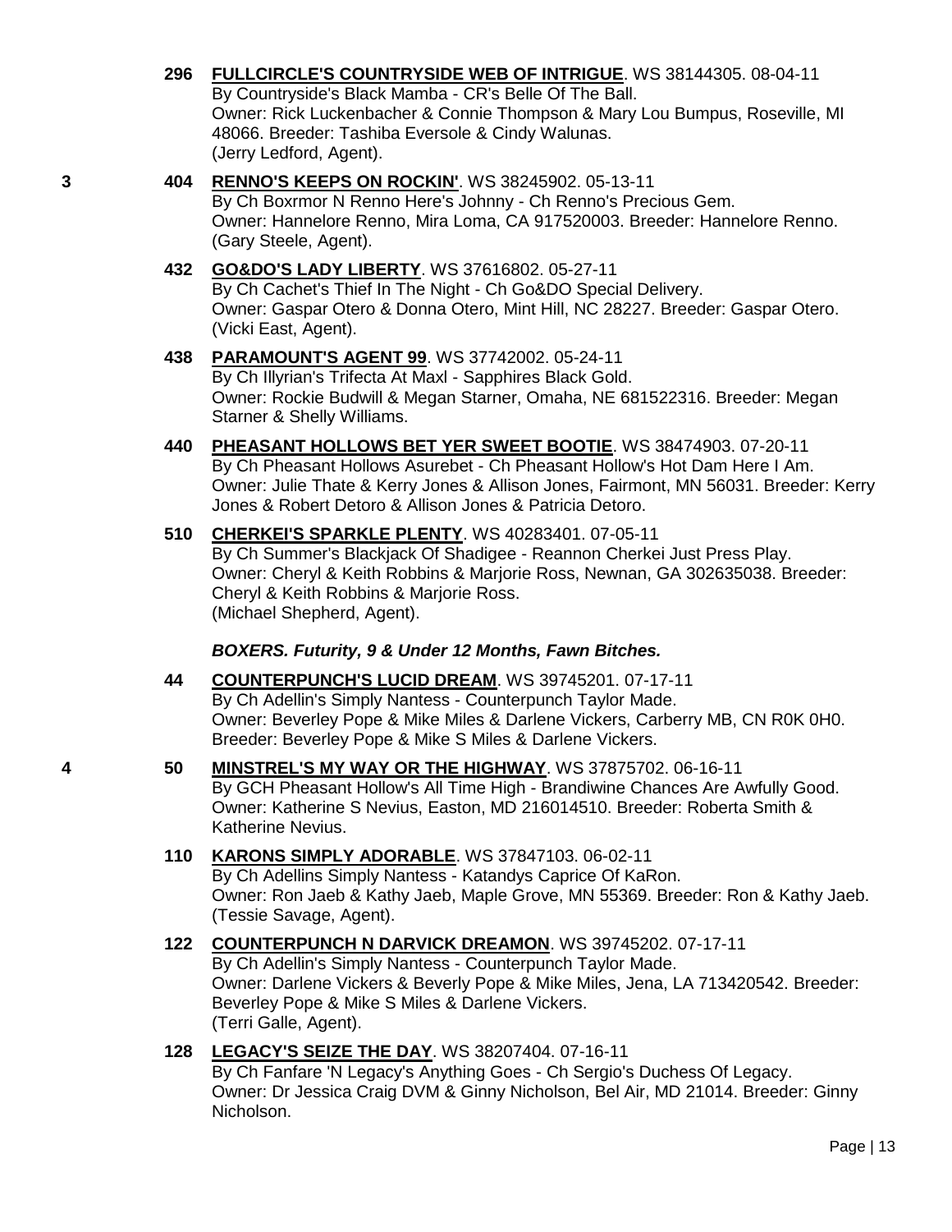**296** **FULLCIRCLE'S COUNTRYSIDE WEB OF INTRIGUE**. WS 38144305. 08-04-11
By Countryside's Black Mamba - CR's Belle Of The Ball.
Owner: Rick Luckenbacher & Connie Thompson & Mary Lou Bumpus, Roseville, MI 48066. Breeder: Tashiba Eversole & Cindy Walunas.
(Jerry Ledford, Agent).

**3** **404** **RENNO'S KEEPS ON ROCKIN'**. WS 38245902. 05-13-11
By Ch Boxrmor N Renno Here's Johnny - Ch Renno's Precious Gem.
Owner: Hannelore Renno, Mira Loma, CA 917520003. Breeder: Hannelore Renno.
(Gary Steele, Agent).

**432** **GO&DO'S LADY LIBERTY**. WS 37616802. 05-27-11
By Ch Cachet's Thief In The Night - Ch Go&DO Special Delivery.
Owner: Gaspar Otero & Donna Otero, Mint Hill, NC 28227. Breeder: Gaspar Otero.
(Vicki East, Agent).

**438** **PARAMOUNT'S AGENT 99**. WS 37742002. 05-24-11
By Ch Illyrian's Trifecta At Maxl - Sapphires Black Gold.
Owner: Rockie Budwill & Megan Starner, Omaha, NE 681522316. Breeder: Megan Starner & Shelly Williams.

**440** **PHEASANT HOLLOWS BET YER SWEET BOOTIE**. WS 38474903. 07-20-11
By Ch Pheasant Hollows Asurebet - Ch Pheasant Hollow's Hot Dam Here I Am.
Owner: Julie Thate & Kerry Jones & Allison Jones, Fairmont, MN 56031. Breeder: Kerry Jones & Robert Detoro & Allison Jones & Patricia Detoro.

**510** **CHERKEI'S SPARKLE PLENTY**. WS 40283401. 07-05-11
By Ch Summer's Blackjack Of Shadigee - Reannon Cherkei Just Press Play.
Owner: Cheryl & Keith Robbins & Marjorie Ross, Newnan, GA 302635038. Breeder: Cheryl & Keith Robbins & Marjorie Ross.
(Michael Shepherd, Agent).

***BOXERS. Futurity, 9 & Under 12 Months, Fawn Bitches.***

**44** **COUNTERPUNCH'S LUCID DREAM**. WS 39745201. 07-17-11
By Ch Adellin's Simply Nantess - Counterpunch Taylor Made.
Owner: Beverley Pope & Mike Miles & Darlene Vickers, Carberry MB, CN R0K 0H0. Breeder: Beverley Pope & Mike S Miles & Darlene Vickers.

**4** **50** **MINSTREL'S MY WAY OR THE HIGHWAY**. WS 37875702. 06-16-11
By GCH Pheasant Hollow's All Time High - Brandiwine Chances Are Awfully Good.
Owner: Katherine S Nevius, Easton, MD 216014510. Breeder: Roberta Smith & Katherine Nevius.

**110** **KARONS SIMPLY ADORABLE**. WS 37847103. 06-02-11
By Ch Adellins Simply Nantess - Katandys Caprice Of KaRon.
Owner: Ron Jaeb & Kathy Jaeb, Maple Grove, MN 55369. Breeder: Ron & Kathy Jaeb.
(Tessie Savage, Agent).

**122** **COUNTERPUNCH N DARVICK DREAMON**. WS 39745202. 07-17-11
By Ch Adellin's Simply Nantess - Counterpunch Taylor Made.
Owner: Darlene Vickers & Beverly Pope & Mike Miles, Jena, LA 713420542. Breeder: Beverley Pope & Mike S Miles & Darlene Vickers.
(Terri Galle, Agent).

**128** **LEGACY'S SEIZE THE DAY**. WS 38207404. 07-16-11
By Ch Fanfare 'N Legacy's Anything Goes - Ch Sergio's Duchess Of Legacy.
Owner: Dr Jessica Craig DVM & Ginny Nicholson, Bel Air, MD 21014. Breeder: Ginny Nicholson.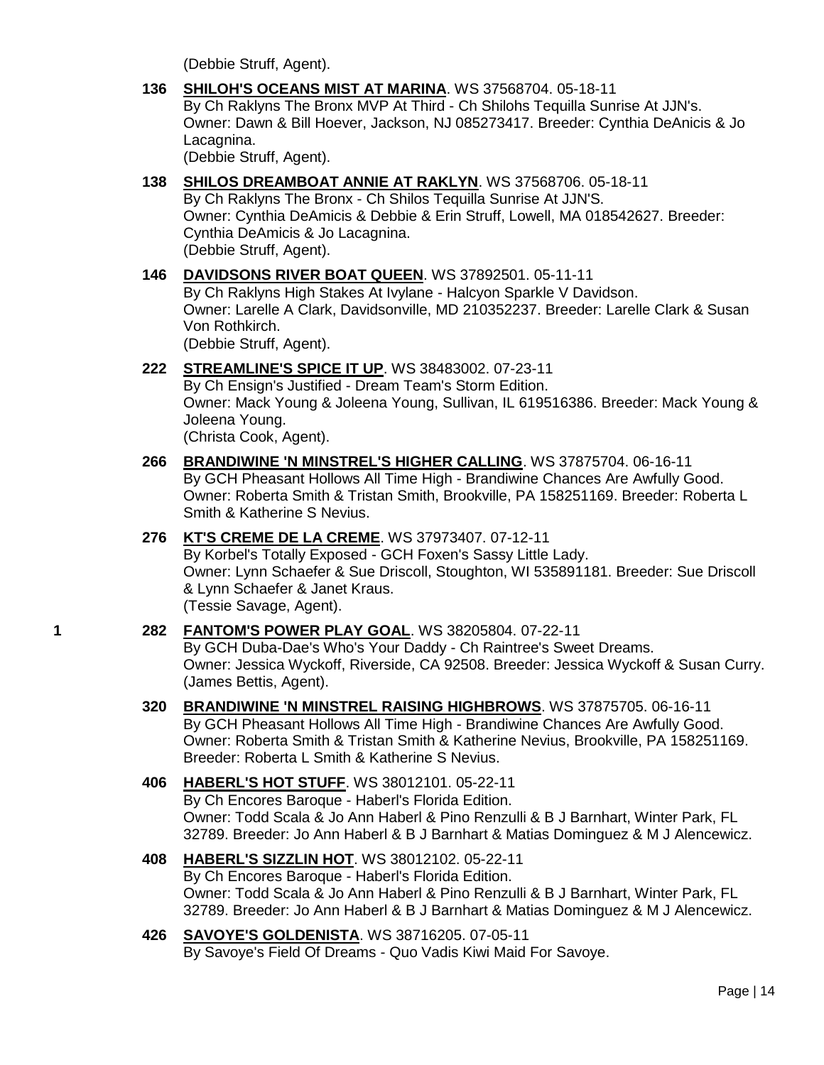(Debbie Struff, Agent).

**136** **SHILOH'S OCEANS MIST AT MARINA**. WS 37568704. 05-18-11
By Ch Raklyns The Bronx MVP At Third - Ch Shilohs Tequilla Sunrise At JJN's.
Owner: Dawn & Bill Hoever, Jackson, NJ 085273417. Breeder: Cynthia DeAnicis & Jo Lacagnina.
(Debbie Struff, Agent).

**138** **SHILOS DREAMBOAT ANNIE AT RAKLYN**. WS 37568706. 05-18-11
By Ch Raklyns The Bronx - Ch Shilos Tequilla Sunrise At JJN'S.
Owner: Cynthia DeAmicis & Debbie & Erin Struff, Lowell, MA 018542627. Breeder: Cynthia DeAmicis & Jo Lacagnina.
(Debbie Struff, Agent).

**146** **DAVIDSONS RIVER BOAT QUEEN**. WS 37892501. 05-11-11
By Ch Raklyns High Stakes At Ivylane - Halcyon Sparkle V Davidson.
Owner: Larelle A Clark, Davidsonville, MD 210352237. Breeder: Larelle Clark & Susan Von Rothkirch.
(Debbie Struff, Agent).

**222** **STREAMLINE'S SPICE IT UP**. WS 38483002. 07-23-11
By Ch Ensign's Justified - Dream Team's Storm Edition.
Owner: Mack Young & Joleena Young, Sullivan, IL 619516386. Breeder: Mack Young & Joleena Young.
(Christa Cook, Agent).

**266** **BRANDIWINE 'N MINSTREL'S HIGHER CALLING**. WS 37875704. 06-16-11
By GCH Pheasant Hollows All Time High - Brandiwine Chances Are Awfully Good.
Owner: Roberta Smith & Tristan Smith, Brookville, PA 158251169. Breeder: Roberta L Smith & Katherine S Nevius.

**276** **KT'S CREME DE LA CREME**. WS 37973407. 07-12-11
By Korbel's Totally Exposed - GCH Foxen's Sassy Little Lady.
Owner: Lynn Schaefer & Sue Driscoll, Stoughton, WI 535891181. Breeder: Sue Driscoll & Lynn Schaefer & Janet Kraus.
(Tessie Savage, Agent).

1 **282** **FANTOM'S POWER PLAY GOAL**. WS 38205804. 07-22-11
By GCH Duba-Dae's Who's Your Daddy - Ch Raintree's Sweet Dreams.
Owner: Jessica Wyckoff, Riverside, CA 92508. Breeder: Jessica Wyckoff & Susan Curry.
(James Bettis, Agent).

**320** **BRANDIWINE 'N MINSTREL RAISING HIGHBROWS**. WS 37875705. 06-16-11
By GCH Pheasant Hollows All Time High - Brandiwine Chances Are Awfully Good.
Owner: Roberta Smith & Tristan Smith & Katherine Nevius, Brookville, PA 158251169. Breeder: Roberta L Smith & Katherine S Nevius.

**406** **HABERL'S HOT STUFF**. WS 38012101. 05-22-11
By Ch Encores Baroque - Haberl's Florida Edition.
Owner: Todd Scala & Jo Ann Haberl & Pino Renzulli & B J Barnhart, Winter Park, FL 32789. Breeder: Jo Ann Haberl & B J Barnhart & Matias Dominguez & M J Alencewicz.

**408** **HABERL'S SIZZLIN HOT**. WS 38012102. 05-22-11
By Ch Encores Baroque - Haberl's Florida Edition.
Owner: Todd Scala & Jo Ann Haberl & Pino Renzulli & B J Barnhart, Winter Park, FL 32789. Breeder: Jo Ann Haberl & B J Barnhart & Matias Dominguez & M J Alencewicz.

**426** **SAVOYE'S GOLDENISTA**. WS 38716205. 07-05-11
By Savoye's Field Of Dreams - Quo Vadis Kiwi Maid For Savoye.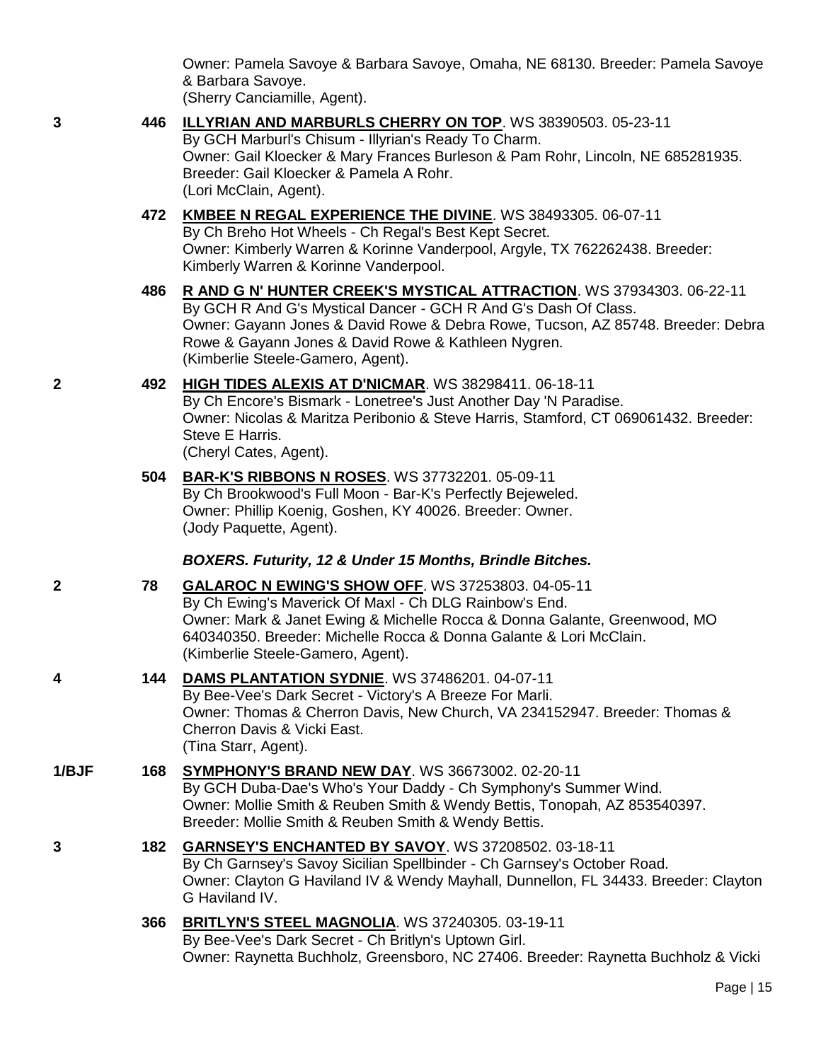Owner: Pamela Savoye & Barbara Savoye, Omaha, NE 68130. Breeder: Pamela Savoye & Barbara Savoye.
(Sherry Canciamille, Agent).

**3** **446** **ILLYRIAN AND MARBURLS CHERRY ON TOP**. WS 38390503. 05-23-11
By GCH Marburl's Chisum - Illyrian's Ready To Charm.
Owner: Gail Kloecker & Mary Frances Burleson & Pam Rohr, Lincoln, NE 685281935. Breeder: Gail Kloecker & Pamela A Rohr.
(Lori McClain, Agent).

**472** **KMBEE N REGAL EXPERIENCE THE DIVINE**. WS 38493305. 06-07-11
By Ch Breho Hot Wheels - Ch Regal's Best Kept Secret.
Owner: Kimberly Warren & Korinne Vanderpool, Argyle, TX 762262438. Breeder: Kimberly Warren & Korinne Vanderpool.

**486** **R AND G N' HUNTER CREEK'S MYSTICAL ATTRACTION**. WS 37934303. 06-22-11
By GCH R And G's Mystical Dancer - GCH R And G's Dash Of Class.
Owner: Gayann Jones & David Rowe & Debra Rowe, Tucson, AZ 85748. Breeder: Debra Rowe & Gayann Jones & David Rowe & Kathleen Nygren.
(Kimberlie Steele-Gamero, Agent).

**2** **492** **HIGH TIDES ALEXIS AT D'NICMAR**. WS 38298411. 06-18-11
By Ch Encore's Bismark - Lonetree's Just Another Day 'N Paradise.
Owner: Nicolas & Maritza Peribonio & Steve Harris, Stamford, CT 069061432. Breeder: Steve E Harris.
(Cheryl Cates, Agent).

**504** **BAR-K'S RIBBONS N ROSES**. WS 37732201. 05-09-11
By Ch Brookwood's Full Moon - Bar-K's Perfectly Bejeweled.
Owner: Phillip Koenig, Goshen, KY 40026. Breeder: Owner.
(Jody Paquette, Agent).

***BOXERS. Futurity, 12 & Under 15 Months, Brindle Bitches.***

**2** **78** **GALAROC N EWING'S SHOW OFF**. WS 37253803. 04-05-11
By Ch Ewing's Maverick Of Maxl - Ch DLG Rainbow's End.
Owner: Mark & Janet Ewing & Michelle Rocca & Donna Galante, Greenwood, MO 640340350. Breeder: Michelle Rocca & Donna Galante & Lori McClain.
(Kimberlie Steele-Gamero, Agent).

**4** **144** **DAMS PLANTATION SYDNIE**. WS 37486201. 04-07-11
By Bee-Vee's Dark Secret - Victory's A Breeze For Marli.
Owner: Thomas & Cherron Davis, New Church, VA 234152947. Breeder: Thomas & Cherron Davis & Vicki East.
(Tina Starr, Agent).

**1/BJF** **168** **SYMPHONY'S BRAND NEW DAY**. WS 36673002. 02-20-11
By GCH Duba-Dae's Who's Your Daddy - Ch Symphony's Summer Wind.
Owner: Mollie Smith & Reuben Smith & Wendy Bettis, Tonopah, AZ 853540397. Breeder: Mollie Smith & Reuben Smith & Wendy Bettis.

**3** **182** **GARNSEY'S ENCHANTED BY SAVOY**. WS 37208502. 03-18-11
By Ch Garnsey's Savoy Sicilian Spellbinder - Ch Garnsey's October Road.
Owner: Clayton G Haviland IV & Wendy Mayhall, Dunnellon, FL 34433. Breeder: Clayton G Haviland IV.

**366** **BRITLYN'S STEEL MAGNOLIA**. WS 37240305. 03-19-11
By Bee-Vee's Dark Secret - Ch Britlyn's Uptown Girl.
Owner: Raynetta Buchholz, Greensboro, NC 27406. Breeder: Raynetta Buchholz & Vicki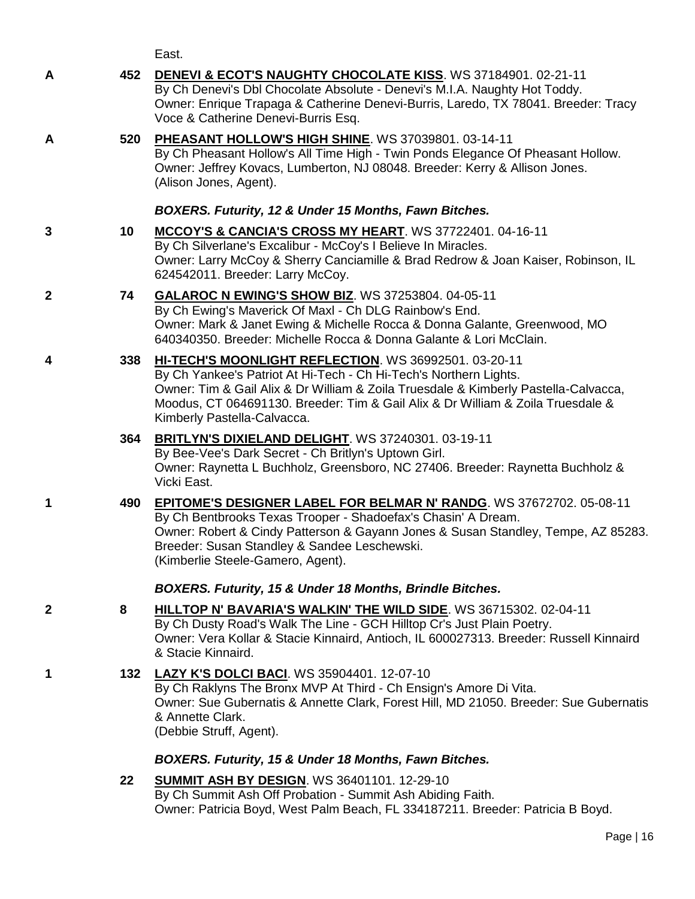East.

**A** **452** **DENEVI & ECOT'S NAUGHTY CHOCOLATE KISS**. WS 37184901. 02-21-11
By Ch Denevi's Dbl Chocolate Absolute - Denevi's M.I.A. Naughty Hot Toddy.
Owner: Enrique Trapaga & Catherine Denevi-Burris, Laredo, TX 78041. Breeder: Tracy Voce & Catherine Denevi-Burris Esq.

**A** **520** **PHEASANT HOLLOW'S HIGH SHINE**. WS 37039801. 03-14-11
By Ch Pheasant Hollow's All Time High - Twin Ponds Elegance Of Pheasant Hollow.
Owner: Jeffrey Kovacs, Lumberton, NJ 08048. Breeder: Kerry & Allison Jones.
(Alison Jones, Agent).

### *BOXERS. Futurity, 12 & Under 15 Months, Fawn Bitches.*

**3** **10** **MCCOY'S & CANCIA'S CROSS MY HEART**. WS 37722401. 04-16-11
By Ch Silverlane's Excalibur - McCoy's I Believe In Miracles.
Owner: Larry McCoy & Sherry Canciamille & Brad Redrow & Joan Kaiser, Robinson, IL 624542011. Breeder: Larry McCoy.

**2** **74** **GALAROC N EWING'S SHOW BIZ**. WS 37253804. 04-05-11
By Ch Ewing's Maverick Of Maxl - Ch DLG Rainbow's End.
Owner: Mark & Janet Ewing & Michelle Rocca & Donna Galante, Greenwood, MO 640340350. Breeder: Michelle Rocca & Donna Galante & Lori McClain.

**4** **338** **HI-TECH'S MOONLIGHT REFLECTION**. WS 36992501. 03-20-11
By Ch Yankee's Patriot At Hi-Tech - Ch Hi-Tech's Northern Lights.
Owner: Tim & Gail Alix & Dr William & Zoila Truesdale & Kimberly Pastella-Calvacca, Moodus, CT 064691130. Breeder: Tim & Gail Alix & Dr William & Zoila Truesdale & Kimberly Pastella-Calvacca.

**364** **BRITLYN'S DIXIELAND DELIGHT**. WS 37240301. 03-19-11
By Bee-Vee's Dark Secret - Ch Britlyn's Uptown Girl.
Owner: Raynetta L Buchholz, Greensboro, NC 27406. Breeder: Raynetta Buchholz & Vicki East.

**1** **490** **EPITOME'S DESIGNER LABEL FOR BELMAR N' RANDG**. WS 37672702. 05-08-11
By Ch Bentbrooks Texas Trooper - Shadoefax's Chasin' A Dream.
Owner: Robert & Cindy Patterson & Gayann Jones & Susan Standley, Tempe, AZ 85283. Breeder: Susan Standley & Sandee Leschewski.
(Kimberlie Steele-Gamero, Agent).

### *BOXERS. Futurity, 15 & Under 18 Months, Brindle Bitches.*

**2** **8** **HILLTOP N' BAVARIA'S WALKIN' THE WILD SIDE**. WS 36715302. 02-04-11
By Ch Dusty Road's Walk The Line - GCH Hilltop Cr's Just Plain Poetry.
Owner: Vera Kollar & Stacie Kinnaird, Antioch, IL 600027313. Breeder: Russell Kinnaird & Stacie Kinnaird.

**1** **132** **LAZY K'S DOLCI BACI**. WS 35904401. 12-07-10
By Ch Raklyns The Bronx MVP At Third - Ch Ensign's Amore Di Vita.
Owner: Sue Gubernatis & Annette Clark, Forest Hill, MD 21050. Breeder: Sue Gubernatis & Annette Clark.
(Debbie Struff, Agent).

### *BOXERS. Futurity, 15 & Under 18 Months, Fawn Bitches.*

**22** **SUMMIT ASH BY DESIGN**. WS 36401101. 12-29-10
By Ch Summit Ash Off Probation - Summit Ash Abiding Faith.
Owner: Patricia Boyd, West Palm Beach, FL 334187211. Breeder: Patricia B Boyd.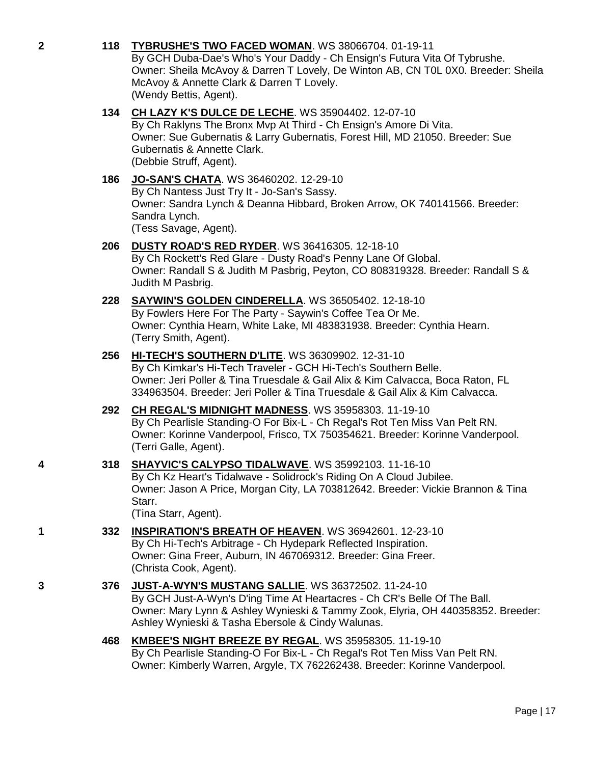**2** **118** **TYBRUSHE'S TWO FACED WOMAN**. WS 38066704. 01-19-11
By GCH Duba-Dae's Who's Your Daddy - Ch Ensign's Futura Vita Of Tybrushe.
Owner: Sheila McAvoy & Darren T Lovely, De Winton AB, CN T0L 0X0. Breeder: Sheila McAvoy & Annette Clark & Darren T Lovely.
(Wendy Bettis, Agent).

**134** **CH LAZY K'S DULCE DE LECHE**. WS 35904402. 12-07-10
By Ch Raklyns The Bronx Mvp At Third - Ch Ensign's Amore Di Vita.
Owner: Sue Gubernatis & Larry Gubernatis, Forest Hill, MD 21050. Breeder: Sue Gubernatis & Annette Clark.
(Debbie Struff, Agent).

**186** **JO-SAN'S CHATA**. WS 36460202. 12-29-10
By Ch Nantess Just Try It - Jo-San's Sassy.
Owner: Sandra Lynch & Deanna Hibbard, Broken Arrow, OK 740141566. Breeder: Sandra Lynch.
(Tess Savage, Agent).

**206** **DUSTY ROAD'S RED RYDER**. WS 36416305. 12-18-10
By Ch Rockett's Red Glare - Dusty Road's Penny Lane Of Global.
Owner: Randall S & Judith M Pasbrig, Peyton, CO 808319328. Breeder: Randall S & Judith M Pasbrig.

**228** **SAYWIN'S GOLDEN CINDERELLA**. WS 36505402. 12-18-10
By Fowlers Here For The Party - Saywin's Coffee Tea Or Me.
Owner: Cynthia Hearn, White Lake, MI 483831938. Breeder: Cynthia Hearn.
(Terry Smith, Agent).

**256** **HI-TECH'S SOUTHERN D'LITE**. WS 36309902. 12-31-10
By Ch Kimkar's Hi-Tech Traveler - GCH Hi-Tech's Southern Belle.
Owner: Jeri Poller & Tina Truesdale & Gail Alix & Kim Calvacca, Boca Raton, FL 334963504. Breeder: Jeri Poller & Tina Truesdale & Gail Alix & Kim Calvacca.

**292** **CH REGAL'S MIDNIGHT MADNESS**. WS 35958303. 11-19-10
By Ch Pearlisle Standing-O For Bix-L - Ch Regal's Rot Ten Miss Van Pelt RN.
Owner: Korinne Vanderpool, Frisco, TX 750354621. Breeder: Korinne Vanderpool.
(Terri Galle, Agent).

**4** **318** **SHAYVIC'S CALYPSO TIDALWAVE**. WS 35992103. 11-16-10
By Ch Kz Heart's Tidalwave - Solidrock's Riding On A Cloud Jubilee.
Owner: Jason A Price, Morgan City, LA 703812642. Breeder: Vickie Brannon & Tina Starr.
(Tina Starr, Agent).

**1** **332** **INSPIRATION'S BREATH OF HEAVEN**. WS 36942601. 12-23-10
By Ch Hi-Tech's Arbitrage - Ch Hydepark Reflected Inspiration.
Owner: Gina Freer, Auburn, IN 467069312. Breeder: Gina Freer.
(Christa Cook, Agent).

**3** **376** **JUST-A-WYN'S MUSTANG SALLIE**. WS 36372502. 11-24-10
By GCH Just-A-Wyn's D'ing Time At Heartacres - Ch CR's Belle Of The Ball.
Owner: Mary Lynn & Ashley Wynieski & Tammy Zook, Elyria, OH 440358352. Breeder: Ashley Wynieski & Tasha Ebersole & Cindy Walunas.

**468** **KMBEE'S NIGHT BREEZE BY REGAL**. WS 35958305. 11-19-10
By Ch Pearlisle Standing-O For Bix-L - Ch Regal's Rot Ten Miss Van Pelt RN.
Owner: Kimberly Warren, Argyle, TX 762262438. Breeder: Korinne Vanderpool.